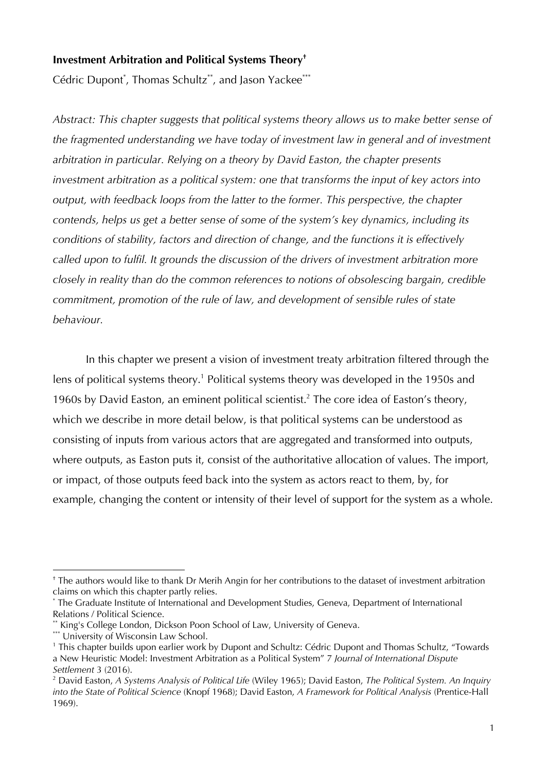**Investment Arbitration and Political Systems Theory**[†]

Cédric Dupont[*], Thomas Schultz[**], and Jason Yackee[***]

*Abstract: This chapter suggests that political systems theory allows us to make better sense of the fragmented understanding we have today of investment law in general and of investment arbitration in particular. Relying on a theory by David Easton, the chapter presents investment arbitration as a political system: one that transforms the input of key actors into output, with feedback loops from the latter to the former. This perspective, the chapter contends, helps us get a better sense of some of the system's key dynamics, including its conditions of stability, factors and direction of change, and the functions it is effectively called upon to fulfil. It grounds the discussion of the drivers of investment arbitration more closely in reality than do the common references to notions of obsolescing bargain, credible commitment, promotion of the rule of law, and development of sensible rules of state behaviour.*

In this chapter we present a vision of investment treaty arbitration filtered through the lens of political systems theory.[1] Political systems theory was developed in the 1950s and 1960s by David Easton, an eminent political scientist.[2] The core idea of Easton's theory, which we describe in more detail below, is that political systems can be understood as consisting of inputs from various actors that are aggregated and transformed into outputs, where outputs, as Easton puts it, consist of the authoritative allocation of values. The import, or impact, of those outputs feed back into the system as actors react to them, by, for example, changing the content or intensity of their level of support for the system as a whole.

---

[†] The authors would like to thank Dr Merih Angin for her contributions to the dataset of investment arbitration claims on which this chapter partly relies.

[*] The Graduate Institute of International and Development Studies, Geneva, Department of International Relations / Political Science.

[**] King's College London, Dickson Poon School of Law, University of Geneva.

[***] University of Wisconsin Law School.

[1] This chapter builds upon earlier work by Dupont and Schultz: Cédric Dupont and Thomas Schultz, "Towards a New Heuristic Model: Investment Arbitration as a Political System" 7 *Journal of International Dispute Settlement* 3 (2016).

[2] David Easton, *A Systems Analysis of Political Life* (Wiley 1965); David Easton, *The Political System. An Inquiry into the State of Political Science* (Knopf 1968); David Easton, *A Framework for Political Analysis* (Prentice-Hall 1969).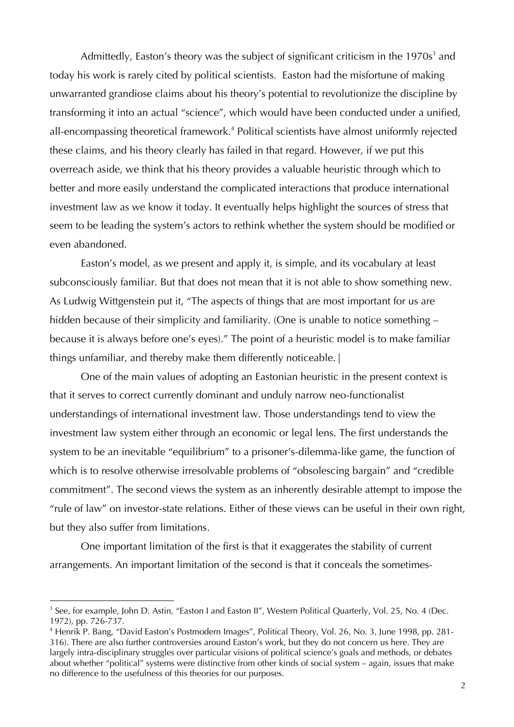Admittedly, Easton's theory was the subject of significant criticism in the 1970s[3] and today his work is rarely cited by political scientists. Easton had the misfortune of making unwarranted grandiose claims about his theory's potential to revolutionize the discipline by transforming it into an actual "science", which would have been conducted under a unified, all-encompassing theoretical framework.[4] Political scientists have almost uniformly rejected these claims, and his theory clearly has failed in that regard. However, if we put this overreach aside, we think that his theory provides a valuable heuristic through which to better and more easily understand the complicated interactions that produce international investment law as we know it today. It eventually helps highlight the sources of stress that seem to be leading the system's actors to rethink whether the system should be modified or even abandoned.

Easton's model, as we present and apply it, is simple, and its vocabulary at least subconsciously familiar. But that does not mean that it is not able to show something new. As Ludwig Wittgenstein put it, "The aspects of things that are most important for us are hidden because of their simplicity and familiarity. (One is unable to notice something – because it is always before one's eyes)." The point of a heuristic model is to make familiar things unfamiliar, and thereby make them differently noticeable. |

One of the main values of adopting an Eastonian heuristic in the present context is that it serves to correct currently dominant and unduly narrow neo-functionalist understandings of international investment law. Those understandings tend to view the investment law system either through an economic or legal lens. The first understands the system to be an inevitable "equilibrium" to a prisoner's-dilemma-like game, the function of which is to resolve otherwise irresolvable problems of "obsolescing bargain" and "credible commitment". The second views the system as an inherently desirable attempt to impose the "rule of law" on investor-state relations. Either of these views can be useful in their own right, but they also suffer from limitations.

One important limitation of the first is that it exaggerates the stability of current arrangements. An important limitation of the second is that it conceals the sometimes-

---

[3] See, for example, John D. Astin, "Easton I and Easton II", Western Political Quarterly, Vol. 25, No. 4 (Dec. 1972), pp. 726-737.

[4] Henrik P. Bang, "David Easton's Postmodern Images", Political Theory, Vol. 26, No. 3, June 1998, pp. 281-316). There are also further controversies around Easton's work, but they do not concern us here. They are largely intra-disciplinary struggles over particular visions of political science's goals and methods, or debates about whether "political" systems were distinctive from other kinds of social system – again, issues that make no difference to the usefulness of this theories for our purposes.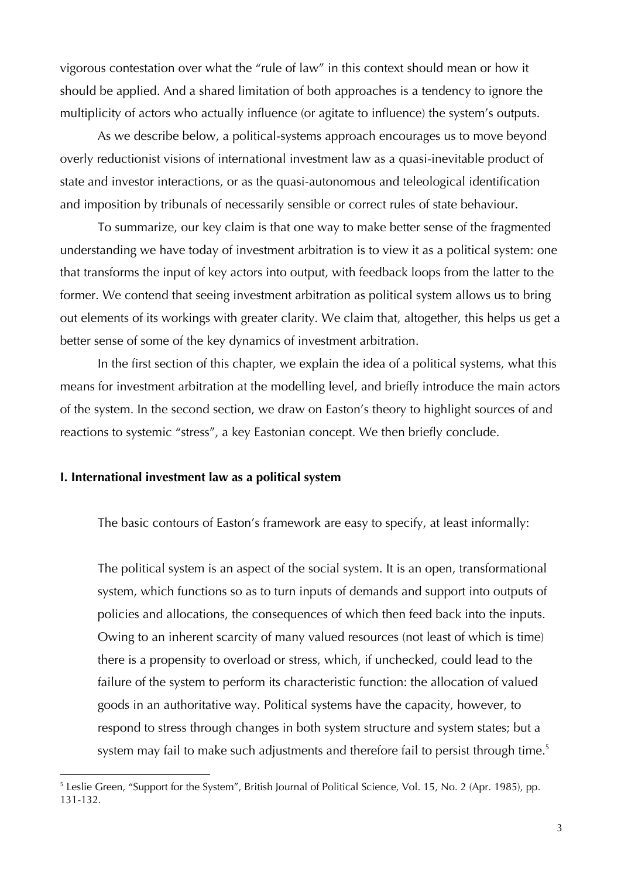vigorous contestation over what the "rule of law" in this context should mean or how it should be applied. And a shared limitation of both approaches is a tendency to ignore the multiplicity of actors who actually influence (or agitate to influence) the system's outputs.

As we describe below, a political-systems approach encourages us to move beyond overly reductionist visions of international investment law as a quasi-inevitable product of state and investor interactions, or as the quasi-autonomous and teleological identification and imposition by tribunals of necessarily sensible or correct rules of state behaviour.

To summarize, our key claim is that one way to make better sense of the fragmented understanding we have today of investment arbitration is to view it as a political system: one that transforms the input of key actors into output, with feedback loops from the latter to the former. We contend that seeing investment arbitration as political system allows us to bring out elements of its workings with greater clarity. We claim that, altogether, this helps us get a better sense of some of the key dynamics of investment arbitration.

In the first section of this chapter, we explain the idea of a political systems, what this means for investment arbitration at the modelling level, and briefly introduce the main actors of the system. In the second section, we draw on Easton's theory to highlight sources of and reactions to systemic "stress", a key Eastonian concept. We then briefly conclude.

## I. International investment law as a political system

The basic contours of Easton's framework are easy to specify, at least informally:

> The political system is an aspect of the social system. It is an open, transformational system, which functions so as to turn inputs of demands and support into outputs of policies and allocations, the consequences of which then feed back into the inputs. Owing to an inherent scarcity of many valued resources (not least of which is time) there is a propensity to overload or stress, which, if unchecked, could lead to the failure of the system to perform its characteristic function: the allocation of valued goods in an authoritative way. Political systems have the capacity, however, to respond to stress through changes in both system structure and system states; but a system may fail to make such adjustments and therefore fail to persist through time.[5]

[5] Leslie Green, "Support for the System", British Journal of Political Science, Vol. 15, No. 2 (Apr. 1985), pp. 131-132.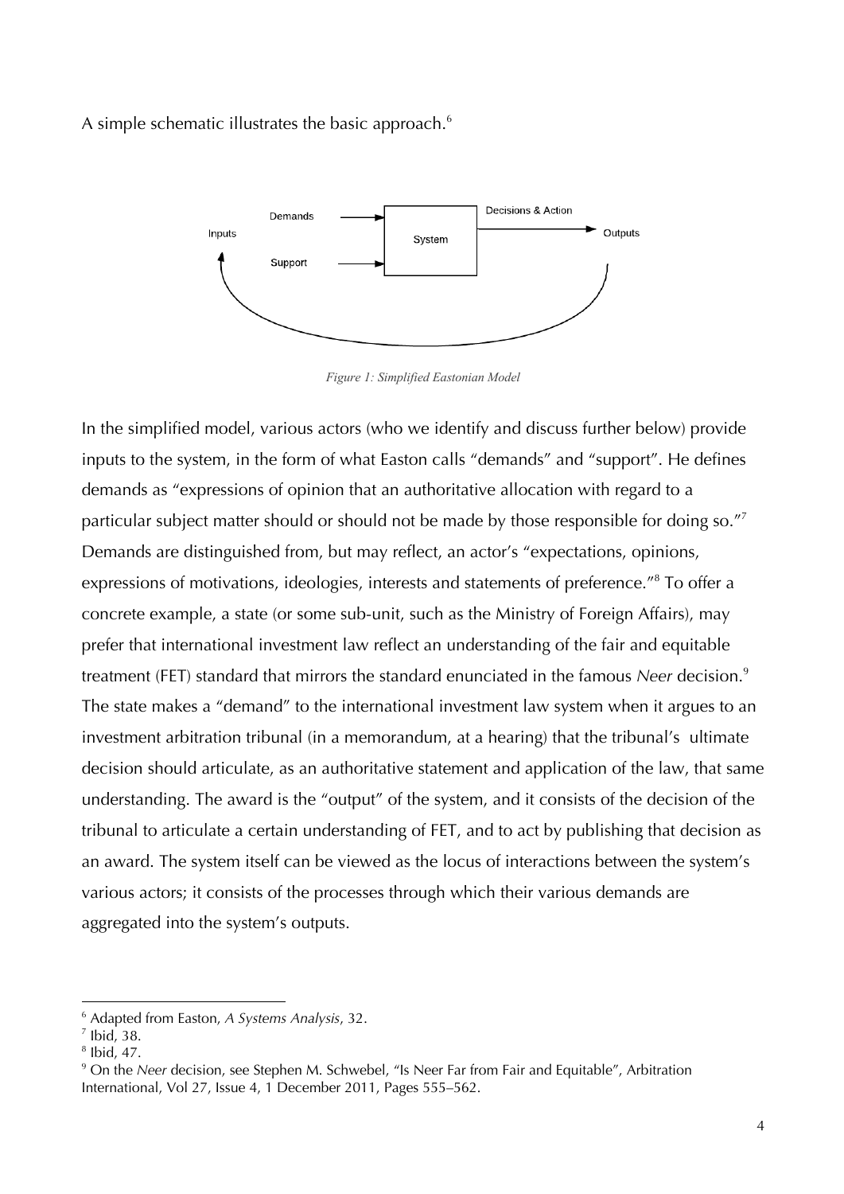A simple schematic illustrates the basic approach.[6]

*Figure 1: Simplified Eastonian Model*

In the simplified model, various actors (who we identify and discuss further below) provide inputs to the system, in the form of what Easton calls "demands" and "support". He defines demands as "expressions of opinion that an authoritative allocation with regard to a particular subject matter should or should not be made by those responsible for doing so."[7] Demands are distinguished from, but may reflect, an actor's "expectations, opinions, expressions of motivations, ideologies, interests and statements of preference."[8] To offer a concrete example, a state (or some sub-unit, such as the Ministry of Foreign Affairs), may prefer that international investment law reflect an understanding of the fair and equitable treatment (FET) standard that mirrors the standard enunciated in the famous *Neer* decision.[9] The state makes a "demand" to the international investment law system when it argues to an investment arbitration tribunal (in a memorandum, at a hearing) that the tribunal's ultimate decision should articulate, as an authoritative statement and application of the law, that same understanding. The award is the "output" of the system, and it consists of the decision of the tribunal to articulate a certain understanding of FET, and to act by publishing that decision as an award. The system itself can be viewed as the locus of interactions between the system's various actors; it consists of the processes through which their various demands are aggregated into the system's outputs.

---

[6] Adapted from Easton, *A Systems Analysis*, 32.

[7] Ibid, 38.

[8] Ibid, 47.

[9] On the *Neer* decision, see Stephen M. Schwebel, "Is Neer Far from Fair and Equitable", Arbitration International, Vol 27, Issue 4, 1 December 2011, Pages 555–562.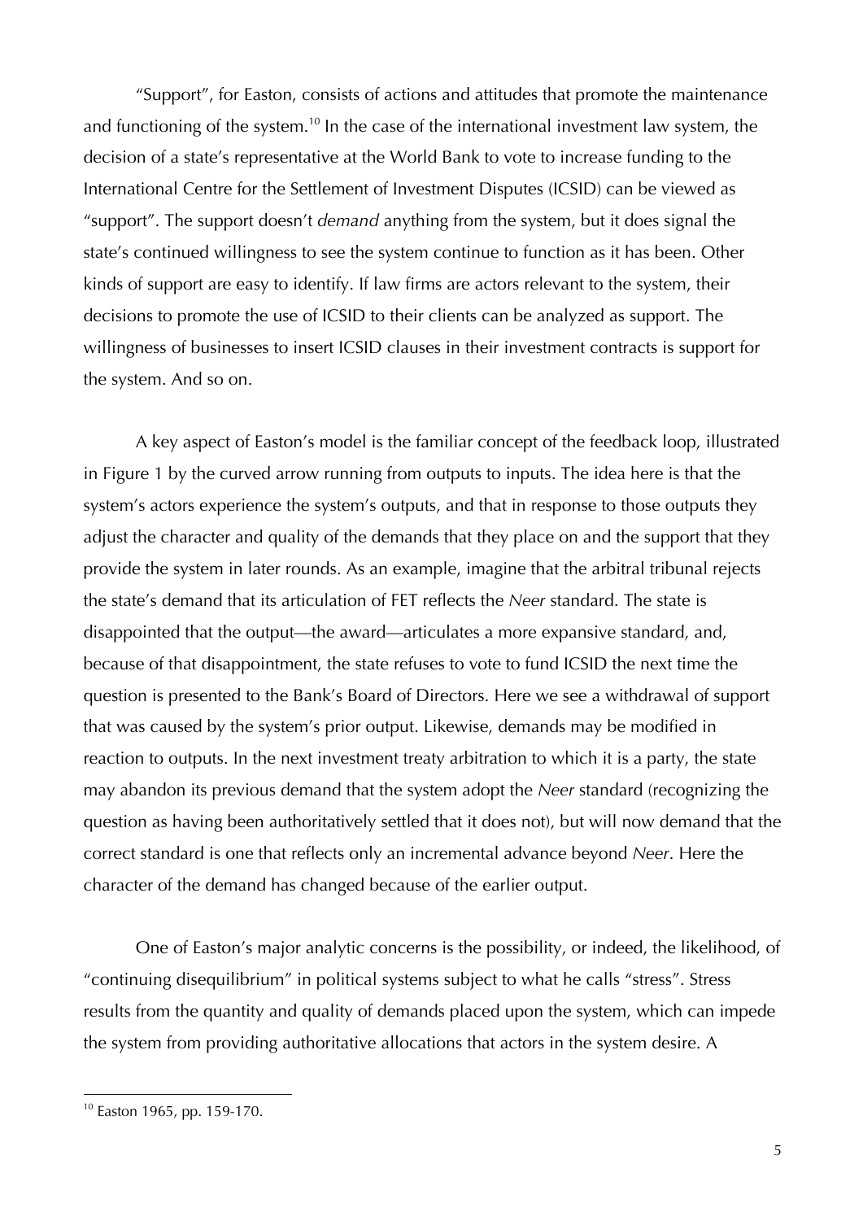"Support", for Easton, consists of actions and attitudes that promote the maintenance and functioning of the system.[10] In the case of the international investment law system, the decision of a state's representative at the World Bank to vote to increase funding to the International Centre for the Settlement of Investment Disputes (ICSID) can be viewed as "support". The support doesn't *demand* anything from the system, but it does signal the state's continued willingness to see the system continue to function as it has been. Other kinds of support are easy to identify. If law firms are actors relevant to the system, their decisions to promote the use of ICSID to their clients can be analyzed as support. The willingness of businesses to insert ICSID clauses in their investment contracts is support for the system. And so on.

A key aspect of Easton's model is the familiar concept of the feedback loop, illustrated in Figure 1 by the curved arrow running from outputs to inputs. The idea here is that the system's actors experience the system's outputs, and that in response to those outputs they adjust the character and quality of the demands that they place on and the support that they provide the system in later rounds. As an example, imagine that the arbitral tribunal rejects the state's demand that its articulation of FET reflects the *Neer* standard. The state is disappointed that the output—the award—articulates a more expansive standard, and, because of that disappointment, the state refuses to vote to fund ICSID the next time the question is presented to the Bank's Board of Directors. Here we see a withdrawal of support that was caused by the system's prior output. Likewise, demands may be modified in reaction to outputs. In the next investment treaty arbitration to which it is a party, the state may abandon its previous demand that the system adopt the *Neer* standard (recognizing the question as having been authoritatively settled that it does not), but will now demand that the correct standard is one that reflects only an incremental advance beyond *Neer*. Here the character of the demand has changed because of the earlier output.

One of Easton's major analytic concerns is the possibility, or indeed, the likelihood, of "continuing disequilibrium" in political systems subject to what he calls "stress". Stress results from the quantity and quality of demands placed upon the system, which can impede the system from providing authoritative allocations that actors in the system desire. A

[10] Easton 1965, pp. 159-170.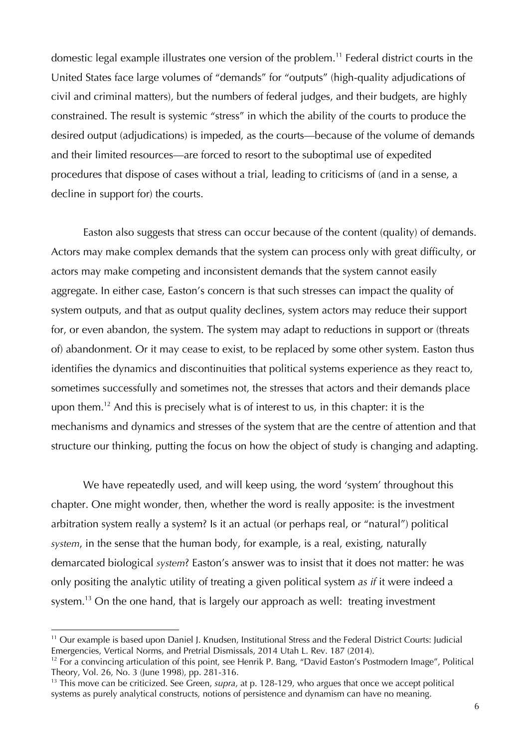domestic legal example illustrates one version of the problem.[11] Federal district courts in the United States face large volumes of "demands" for "outputs" (high-quality adjudications of civil and criminal matters), but the numbers of federal judges, and their budgets, are highly constrained. The result is systemic "stress" in which the ability of the courts to produce the desired output (adjudications) is impeded, as the courts—because of the volume of demands and their limited resources—are forced to resort to the suboptimal use of expedited procedures that dispose of cases without a trial, leading to criticisms of (and in a sense, a decline in support for) the courts.

Easton also suggests that stress can occur because of the content (quality) of demands. Actors may make complex demands that the system can process only with great difficulty, or actors may make competing and inconsistent demands that the system cannot easily aggregate. In either case, Easton's concern is that such stresses can impact the quality of system outputs, and that as output quality declines, system actors may reduce their support for, or even abandon, the system. The system may adapt to reductions in support or (threats of) abandonment. Or it may cease to exist, to be replaced by some other system. Easton thus identifies the dynamics and discontinuities that political systems experience as they react to, sometimes successfully and sometimes not, the stresses that actors and their demands place upon them.[12] And this is precisely what is of interest to us, in this chapter: it is the mechanisms and dynamics and stresses of the system that are the centre of attention and that structure our thinking, putting the focus on how the object of study is changing and adapting.

We have repeatedly used, and will keep using, the word 'system' throughout this chapter. One might wonder, then, whether the word is really apposite: is the investment arbitration system really a system? Is it an actual (or perhaps real, or "natural") political *system*, in the sense that the human body, for example, is a real, existing, naturally demarcated biological *system*? Easton's answer was to insist that it does not matter: he was only positing the analytic utility of treating a given political system *as if* it were indeed a system.[13] On the one hand, that is largely our approach as well: treating investment

---

[11] Our example is based upon Daniel J. Knudsen, Institutional Stress and the Federal District Courts: Judicial Emergencies, Vertical Norms, and Pretrial Dismissals, 2014 Utah L. Rev. 187 (2014).

[12] For a convincing articulation of this point, see Henrik P. Bang, "David Easton's Postmodern Image", Political Theory, Vol. 26, No. 3 (June 1998), pp. 281-316.

[13] This move can be criticized. See Green, *supra*, at p. 128-129, who argues that once we accept political systems as purely analytical constructs, notions of persistence and dynamism can have no meaning.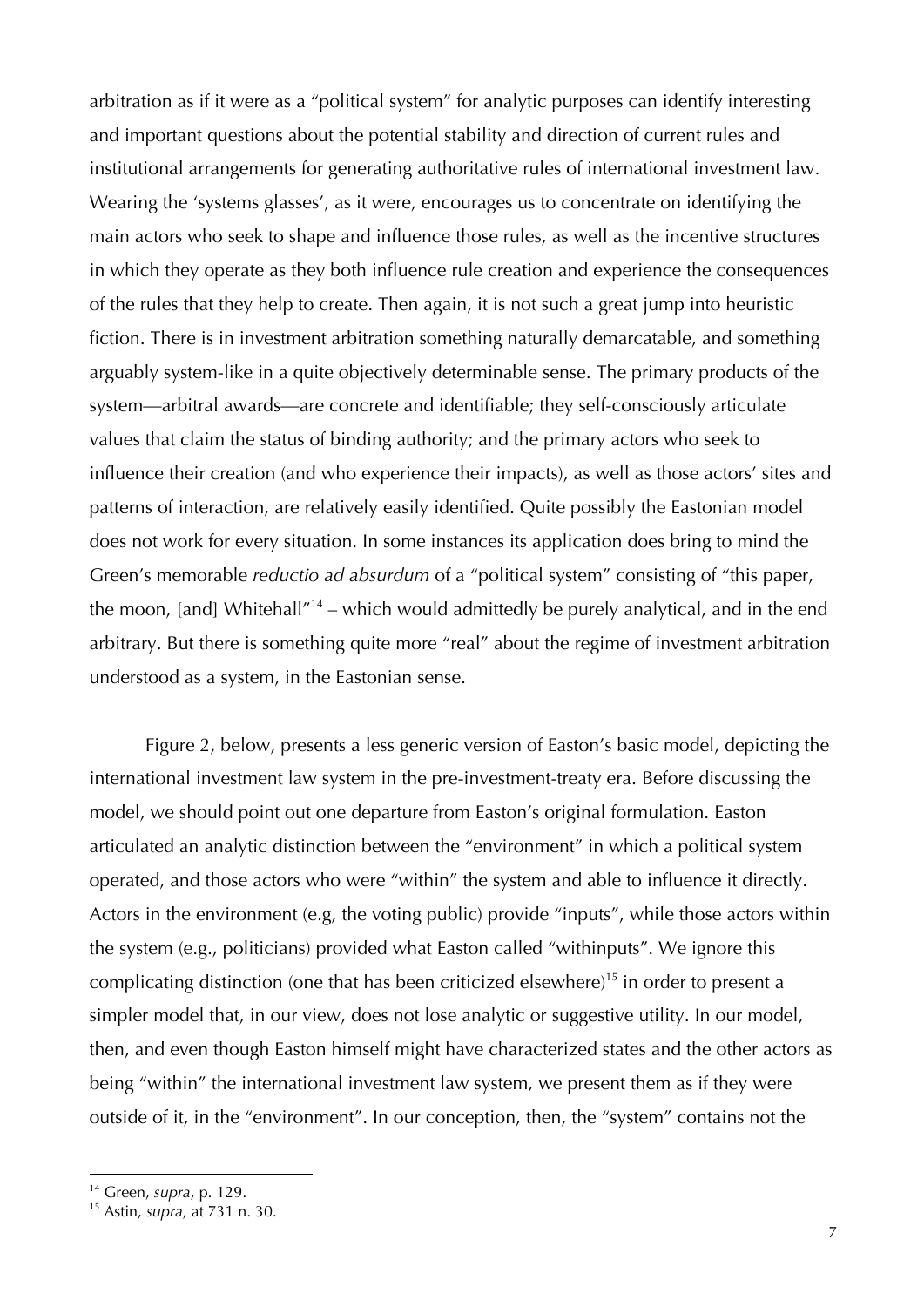arbitration as if it were as a "political system" for analytic purposes can identify interesting and important questions about the potential stability and direction of current rules and institutional arrangements for generating authoritative rules of international investment law. Wearing the 'systems glasses', as it were, encourages us to concentrate on identifying the main actors who seek to shape and influence those rules, as well as the incentive structures in which they operate as they both influence rule creation and experience the consequences of the rules that they help to create. Then again, it is not such a great jump into heuristic fiction. There is in investment arbitration something naturally demarcatable, and something arguably system-like in a quite objectively determinable sense. The primary products of the system—arbitral awards—are concrete and identifiable; they self-consciously articulate values that claim the status of binding authority; and the primary actors who seek to influence their creation (and who experience their impacts), as well as those actors' sites and patterns of interaction, are relatively easily identified. Quite possibly the Eastonian model does not work for every situation. In some instances its application does bring to mind the Green's memorable *reductio ad absurdum* of a "political system" consisting of "this paper, the moon, [and] Whitehall"[14] – which would admittedly be purely analytical, and in the end arbitrary. But there is something quite more "real" about the regime of investment arbitration understood as a system, in the Eastonian sense.

Figure 2, below, presents a less generic version of Easton's basic model, depicting the international investment law system in the pre-investment-treaty era. Before discussing the model, we should point out one departure from Easton's original formulation. Easton articulated an analytic distinction between the "environment" in which a political system operated, and those actors who were "within" the system and able to influence it directly. Actors in the environment (e.g, the voting public) provide "inputs", while those actors within the system (e.g., politicians) provided what Easton called "withinputs". We ignore this complicating distinction (one that has been criticized elsewhere)[15] in order to present a simpler model that, in our view, does not lose analytic or suggestive utility. In our model, then, and even though Easton himself might have characterized states and the other actors as being "within" the international investment law system, we present them as if they were outside of it, in the "environment". In our conception, then, the "system" contains not the

---

[14] Green, *supra*, p. 129.

[15] Astin, *supra*, at 731 n. 30.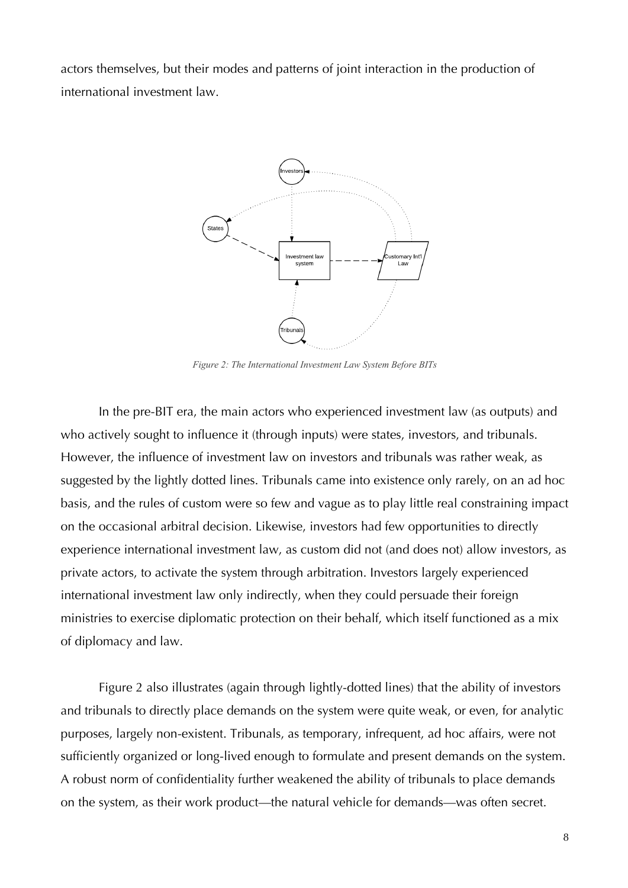actors themselves, but their modes and patterns of joint interaction in the production of international investment law.

*Figure 2: The International Investment Law System Before BITs*

In the pre-BIT era, the main actors who experienced investment law (as outputs) and who actively sought to influence it (through inputs) were states, investors, and tribunals. However, the influence of investment law on investors and tribunals was rather weak, as suggested by the lightly dotted lines. Tribunals came into existence only rarely, on an ad hoc basis, and the rules of custom were so few and vague as to play little real constraining impact on the occasional arbitral decision. Likewise, investors had few opportunities to directly experience international investment law, as custom did not (and does not) allow investors, as private actors, to activate the system through arbitration. Investors largely experienced international investment law only indirectly, when they could persuade their foreign ministries to exercise diplomatic protection on their behalf, which itself functioned as a mix of diplomacy and law.

Figure 2 also illustrates (again through lightly-dotted lines) that the ability of investors and tribunals to directly place demands on the system were quite weak, or even, for analytic purposes, largely non-existent. Tribunals, as temporary, infrequent, ad hoc affairs, were not sufficiently organized or long-lived enough to formulate and present demands on the system. A robust norm of confidentiality further weakened the ability of tribunals to place demands on the system, as their work product—the natural vehicle for demands—was often secret.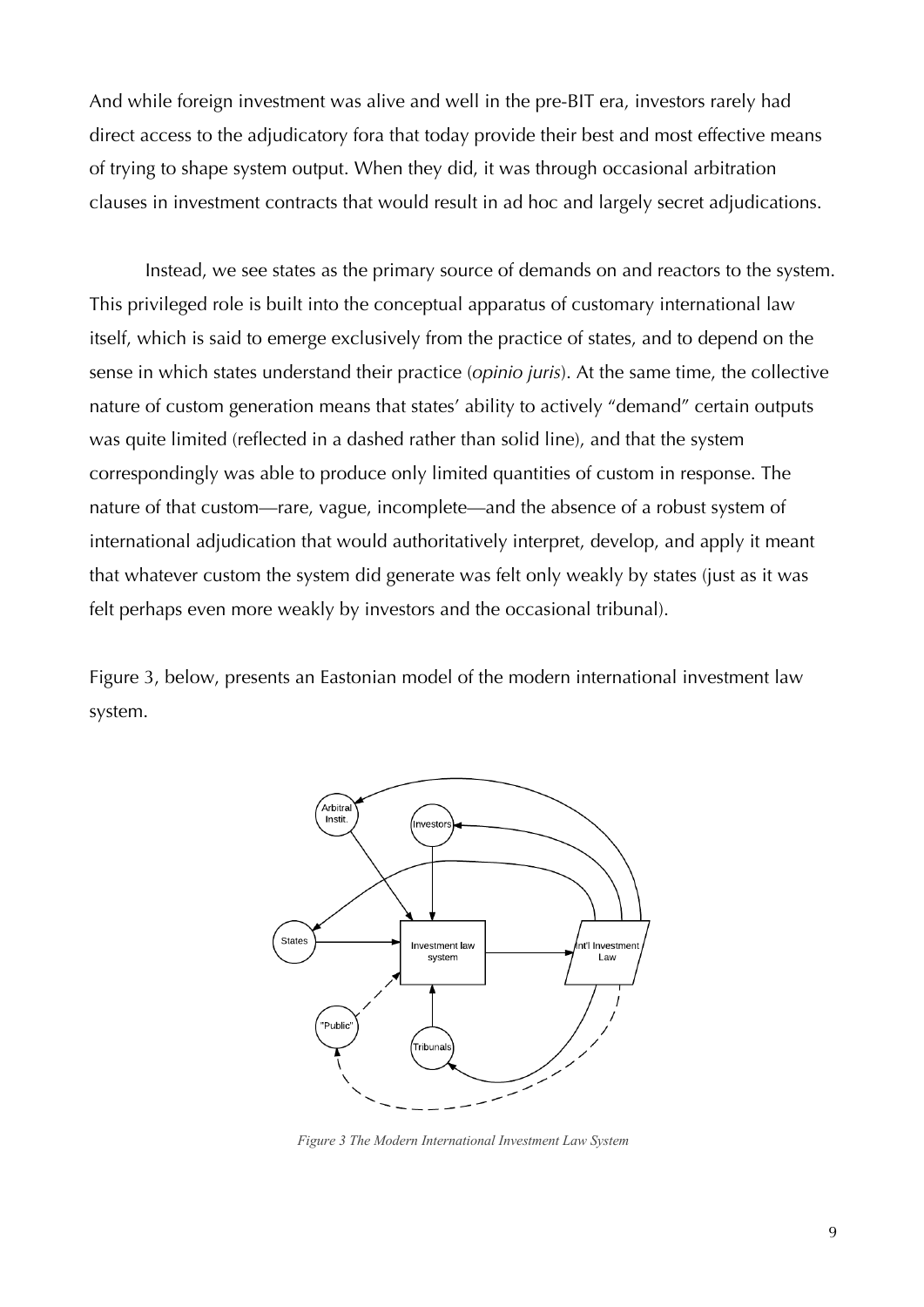And while foreign investment was alive and well in the pre-BIT era, investors rarely had direct access to the adjudicatory fora that today provide their best and most effective means of trying to shape system output. When they did, it was through occasional arbitration clauses in investment contracts that would result in ad hoc and largely secret adjudications.

Instead, we see states as the primary source of demands on and reactors to the system. This privileged role is built into the conceptual apparatus of customary international law itself, which is said to emerge exclusively from the practice of states, and to depend on the sense in which states understand their practice (*opinio juris*). At the same time, the collective nature of custom generation means that states' ability to actively "demand" certain outputs was quite limited (reflected in a dashed rather than solid line), and that the system correspondingly was able to produce only limited quantities of custom in response. The nature of that custom—rare, vague, incomplete—and the absence of a robust system of international adjudication that would authoritatively interpret, develop, and apply it meant that whatever custom the system did generate was felt only weakly by states (just as it was felt perhaps even more weakly by investors and the occasional tribunal).

Figure 3, below, presents an Eastonian model of the modern international investment law system.

*Figure 3 The Modern International Investment Law System*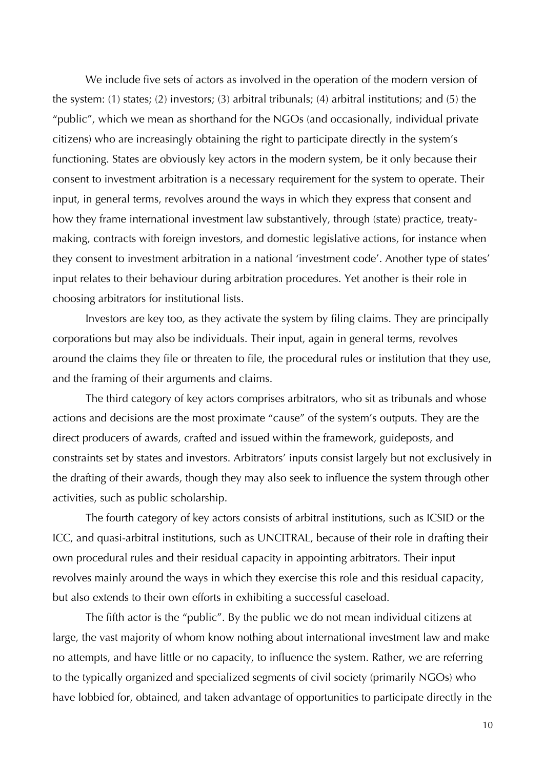We include five sets of actors as involved in the operation of the modern version of the system: (1) states; (2) investors; (3) arbitral tribunals; (4) arbitral institutions; and (5) the "public", which we mean as shorthand for the NGOs (and occasionally, individual private citizens) who are increasingly obtaining the right to participate directly in the system's functioning. States are obviously key actors in the modern system, be it only because their consent to investment arbitration is a necessary requirement for the system to operate. Their input, in general terms, revolves around the ways in which they express that consent and how they frame international investment law substantively, through (state) practice, treaty-making, contracts with foreign investors, and domestic legislative actions, for instance when they consent to investment arbitration in a national 'investment code'. Another type of states' input relates to their behaviour during arbitration procedures. Yet another is their role in choosing arbitrators for institutional lists.

Investors are key too, as they activate the system by filing claims. They are principally corporations but may also be individuals. Their input, again in general terms, revolves around the claims they file or threaten to file, the procedural rules or institution that they use, and the framing of their arguments and claims.

The third category of key actors comprises arbitrators, who sit as tribunals and whose actions and decisions are the most proximate "cause" of the system's outputs. They are the direct producers of awards, crafted and issued within the framework, guideposts, and constraints set by states and investors. Arbitrators' inputs consist largely but not exclusively in the drafting of their awards, though they may also seek to influence the system through other activities, such as public scholarship.

The fourth category of key actors consists of arbitral institutions, such as ICSID or the ICC, and quasi-arbitral institutions, such as UNCITRAL, because of their role in drafting their own procedural rules and their residual capacity in appointing arbitrators. Their input revolves mainly around the ways in which they exercise this role and this residual capacity, but also extends to their own efforts in exhibiting a successful caseload.

The fifth actor is the "public". By the public we do not mean individual citizens at large, the vast majority of whom know nothing about international investment law and make no attempts, and have little or no capacity, to influence the system. Rather, we are referring to the typically organized and specialized segments of civil society (primarily NGOs) who have lobbied for, obtained, and taken advantage of opportunities to participate directly in the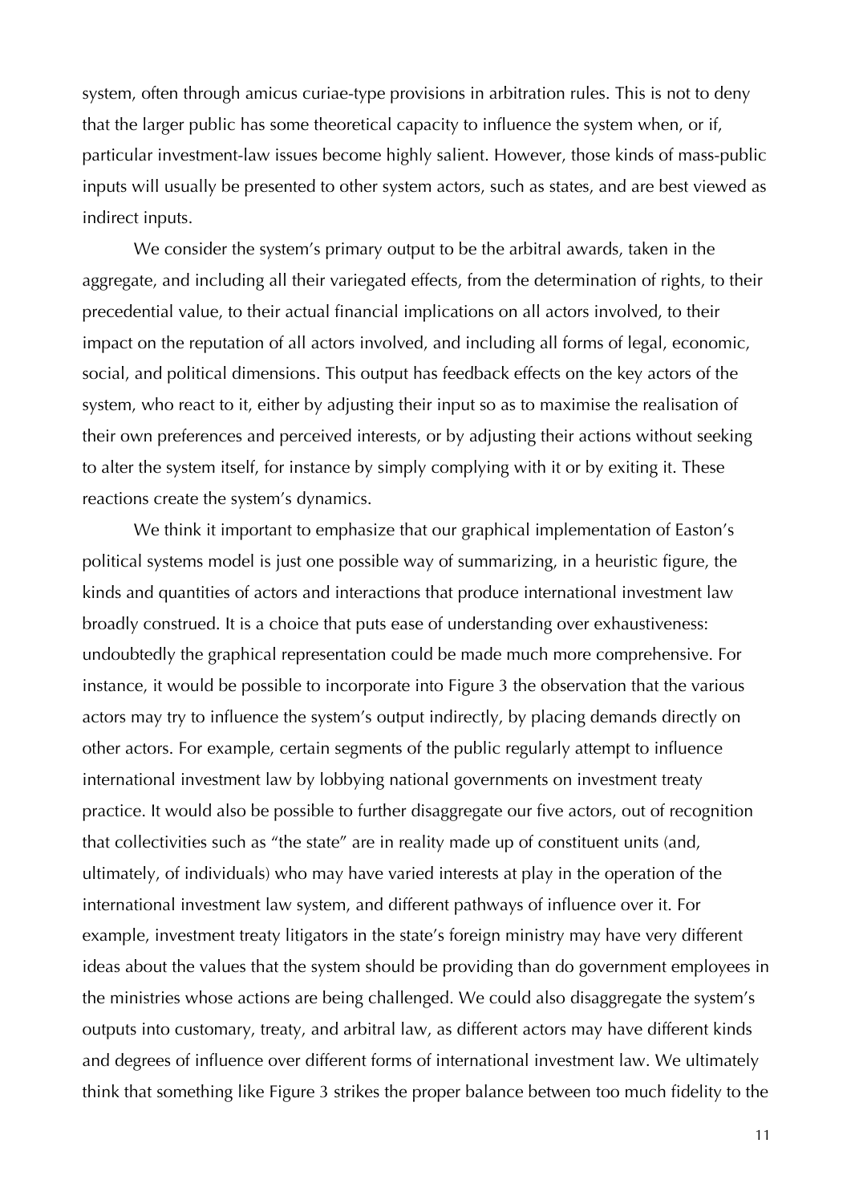system, often through amicus curiae-type provisions in arbitration rules. This is not to deny that the larger public has some theoretical capacity to influence the system when, or if, particular investment-law issues become highly salient. However, those kinds of mass-public inputs will usually be presented to other system actors, such as states, and are best viewed as indirect inputs.

We consider the system's primary output to be the arbitral awards, taken in the aggregate, and including all their variegated effects, from the determination of rights, to their precedential value, to their actual financial implications on all actors involved, to their impact on the reputation of all actors involved, and including all forms of legal, economic, social, and political dimensions. This output has feedback effects on the key actors of the system, who react to it, either by adjusting their input so as to maximise the realisation of their own preferences and perceived interests, or by adjusting their actions without seeking to alter the system itself, for instance by simply complying with it or by exiting it. These reactions create the system's dynamics.

We think it important to emphasize that our graphical implementation of Easton's political systems model is just one possible way of summarizing, in a heuristic figure, the kinds and quantities of actors and interactions that produce international investment law broadly construed. It is a choice that puts ease of understanding over exhaustiveness: undoubtedly the graphical representation could be made much more comprehensive. For instance, it would be possible to incorporate into Figure 3 the observation that the various actors may try to influence the system's output indirectly, by placing demands directly on other actors. For example, certain segments of the public regularly attempt to influence international investment law by lobbying national governments on investment treaty practice. It would also be possible to further disaggregate our five actors, out of recognition that collectivities such as "the state" are in reality made up of constituent units (and, ultimately, of individuals) who may have varied interests at play in the operation of the international investment law system, and different pathways of influence over it. For example, investment treaty litigators in the state's foreign ministry may have very different ideas about the values that the system should be providing than do government employees in the ministries whose actions are being challenged. We could also disaggregate the system's outputs into customary, treaty, and arbitral law, as different actors may have different kinds and degrees of influence over different forms of international investment law. We ultimately think that something like Figure 3 strikes the proper balance between too much fidelity to the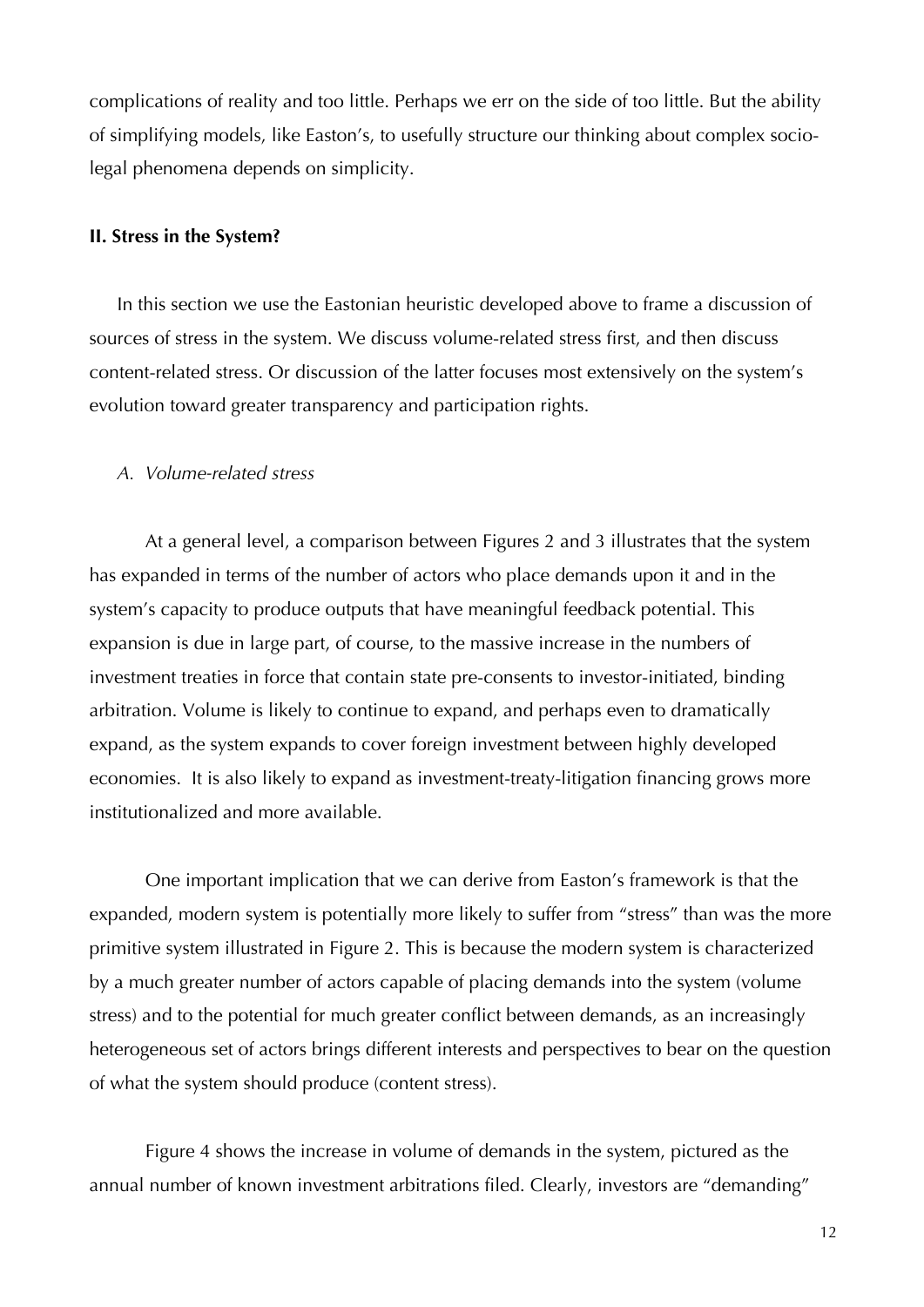complications of reality and too little. Perhaps we err on the side of too little. But the ability of simplifying models, like Easton's, to usefully structure our thinking about complex socio-legal phenomena depends on simplicity.

## II. Stress in the System?

In this section we use the Eastonian heuristic developed above to frame a discussion of sources of stress in the system. We discuss volume-related stress first, and then discuss content-related stress. Or discussion of the latter focuses most extensively on the system's evolution toward greater transparency and participation rights.

### *A. Volume-related stress*

At a general level, a comparison between Figures 2 and 3 illustrates that the system has expanded in terms of the number of actors who place demands upon it and in the system's capacity to produce outputs that have meaningful feedback potential. This expansion is due in large part, of course, to the massive increase in the numbers of investment treaties in force that contain state pre-consents to investor-initiated, binding arbitration. Volume is likely to continue to expand, and perhaps even to dramatically expand, as the system expands to cover foreign investment between highly developed economies. It is also likely to expand as investment-treaty-litigation financing grows more institutionalized and more available.

One important implication that we can derive from Easton's framework is that the expanded, modern system is potentially more likely to suffer from "stress" than was the more primitive system illustrated in Figure 2. This is because the modern system is characterized by a much greater number of actors capable of placing demands into the system (volume stress) and to the potential for much greater conflict between demands, as an increasingly heterogeneous set of actors brings different interests and perspectives to bear on the question of what the system should produce (content stress).

Figure 4 shows the increase in volume of demands in the system, pictured as the annual number of known investment arbitrations filed. Clearly, investors are "demanding"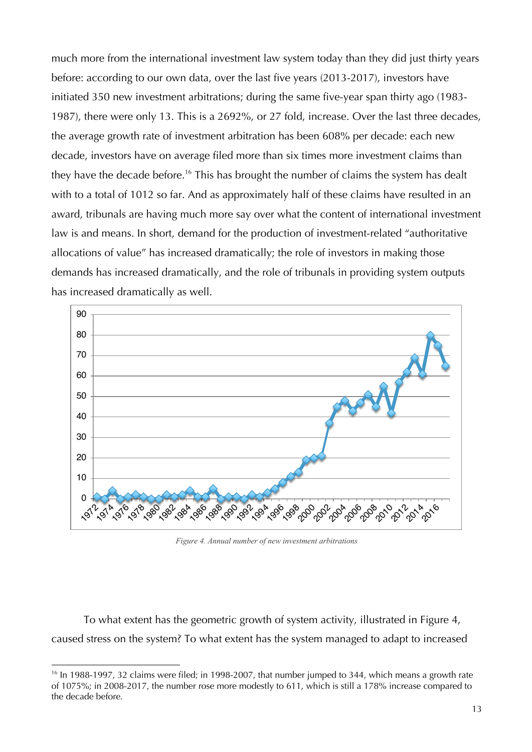much more from the international investment law system today than they did just thirty years before: according to our own data, over the last five years (2013-2017), investors have initiated 350 new investment arbitrations; during the same five-year span thirty ago (1983-1987), there were only 13. This is a 2692%, or 27 fold, increase. Over the last three decades, the average growth rate of investment arbitration has been 608% per decade: each new decade, investors have on average filed more than six times more investment claims than they have the decade before.[16] This has brought the number of claims the system has dealt with to a total of 1012 so far. And as approximately half of these claims have resulted in an award, tribunals are having much more say over what the content of international investment law is and means. In short, demand for the production of investment-related "authoritative allocations of value" has increased dramatically; the role of investors in making those demands has increased dramatically, and the role of tribunals in providing system outputs has increased dramatically as well.

*Figure 4. Annual number of new investment arbitrations*

To what extent has the geometric growth of system activity, illustrated in Figure 4, caused stress on the system? To what extent has the system managed to adapt to increased

[16] In 1988-1997, 32 claims were filed; in 1998-2007, that number jumped to 344, which means a growth rate of 1075%; in 2008-2017, the number rose more modestly to 611, which is still a 178% increase compared to the decade before.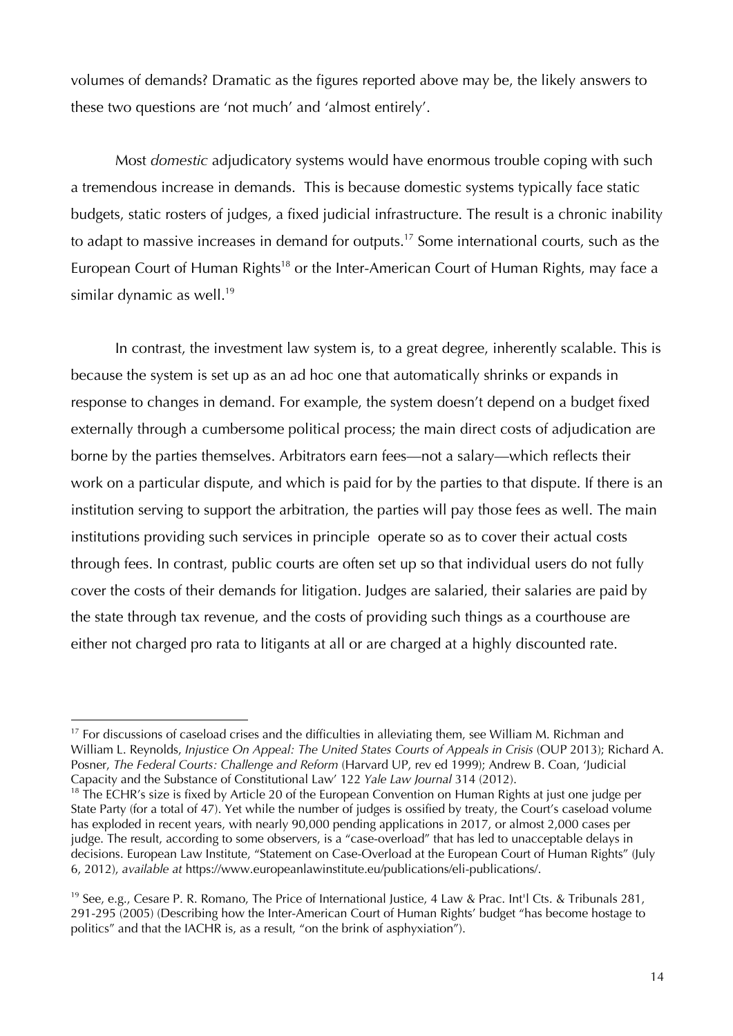volumes of demands? Dramatic as the figures reported above may be, the likely answers to these two questions are 'not much' and 'almost entirely'.

Most *domestic* adjudicatory systems would have enormous trouble coping with such a tremendous increase in demands. This is because domestic systems typically face static budgets, static rosters of judges, a fixed judicial infrastructure. The result is a chronic inability to adapt to massive increases in demand for outputs.[17] Some international courts, such as the European Court of Human Rights[18] or the Inter-American Court of Human Rights, may face a similar dynamic as well.[19]

In contrast, the investment law system is, to a great degree, inherently scalable. This is because the system is set up as an ad hoc one that automatically shrinks or expands in response to changes in demand. For example, the system doesn't depend on a budget fixed externally through a cumbersome political process; the main direct costs of adjudication are borne by the parties themselves. Arbitrators earn fees—not a salary—which reflects their work on a particular dispute, and which is paid for by the parties to that dispute. If there is an institution serving to support the arbitration, the parties will pay those fees as well. The main institutions providing such services in principle operate so as to cover their actual costs through fees. In contrast, public courts are often set up so that individual users do not fully cover the costs of their demands for litigation. Judges are salaried, their salaries are paid by the state through tax revenue, and the costs of providing such things as a courthouse are either not charged pro rata to litigants at all or are charged at a highly discounted rate.

---

[17] For discussions of caseload crises and the difficulties in alleviating them, see William M. Richman and William L. Reynolds, *Injustice On Appeal: The United States Courts of Appeals in Crisis* (OUP 2013); Richard A. Posner, *The Federal Courts: Challenge and Reform* (Harvard UP, rev ed 1999); Andrew B. Coan, 'Judicial Capacity and the Substance of Constitutional Law' 122 *Yale Law Journal* 314 (2012).

[18] The ECHR's size is fixed by Article 20 of the European Convention on Human Rights at just one judge per State Party (for a total of 47). Yet while the number of judges is ossified by treaty, the Court's caseload volume has exploded in recent years, with nearly 90,000 pending applications in 2017, or almost 2,000 cases per judge. The result, according to some observers, is a "case-overload" that has led to unacceptable delays in decisions. European Law Institute, "Statement on Case-Overload at the European Court of Human Rights" (July 6, 2012), *available at* https://www.europeanlawinstitute.eu/publications/eli-publications/.

[19] See, e.g., Cesare P. R. Romano, The Price of International Justice, 4 Law & Prac. Int'l Cts. & Tribunals 281, 291-295 (2005) (Describing how the Inter-American Court of Human Rights' budget "has become hostage to politics" and that the IACHR is, as a result, "on the brink of asphyxiation").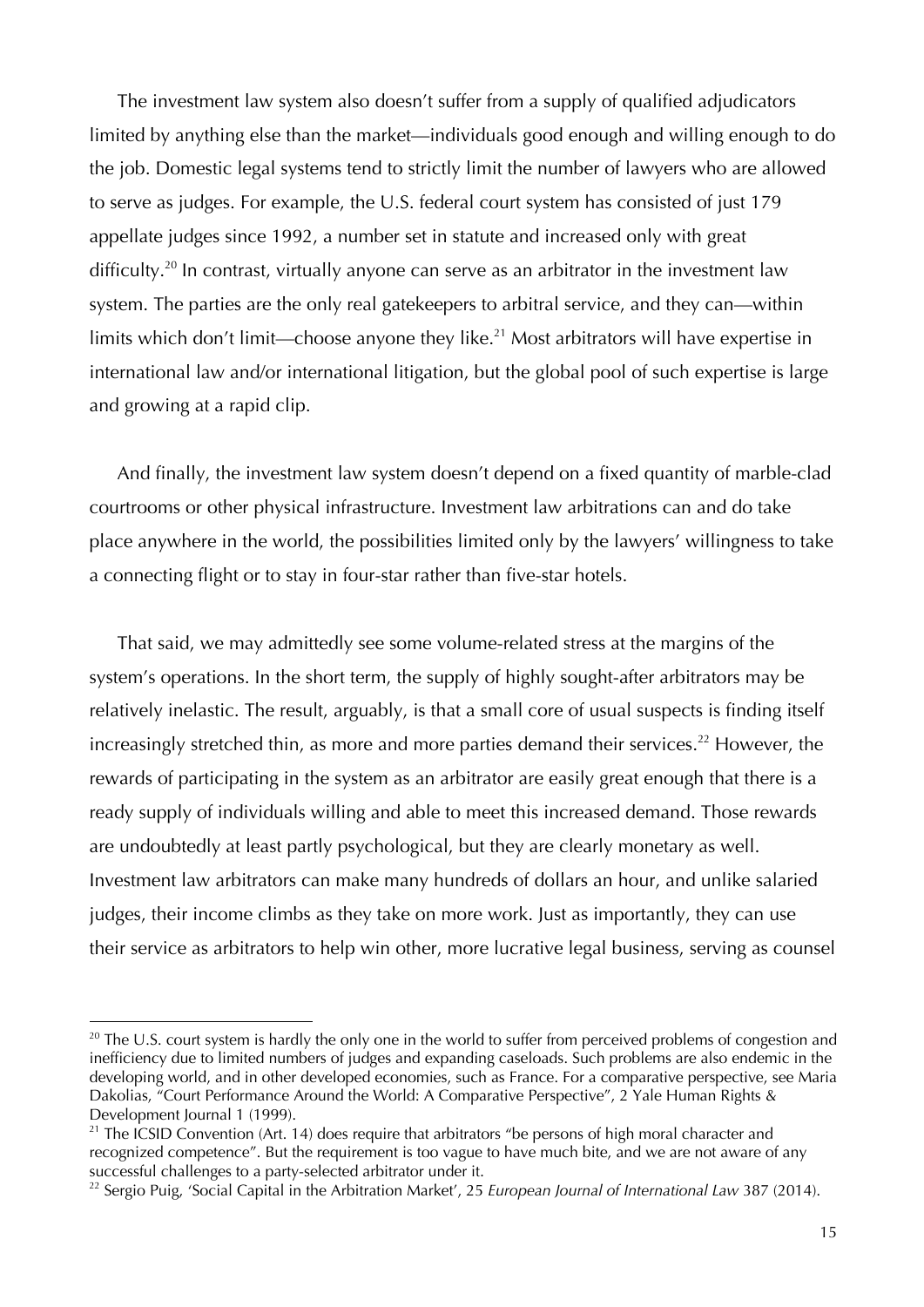The investment law system also doesn't suffer from a supply of qualified adjudicators limited by anything else than the market—individuals good enough and willing enough to do the job. Domestic legal systems tend to strictly limit the number of lawyers who are allowed to serve as judges. For example, the U.S. federal court system has consisted of just 179 appellate judges since 1992, a number set in statute and increased only with great difficulty.[20] In contrast, virtually anyone can serve as an arbitrator in the investment law system. The parties are the only real gatekeepers to arbitral service, and they can—within limits which don't limit—choose anyone they like.[21] Most arbitrators will have expertise in international law and/or international litigation, but the global pool of such expertise is large and growing at a rapid clip.

And finally, the investment law system doesn't depend on a fixed quantity of marble-clad courtrooms or other physical infrastructure. Investment law arbitrations can and do take place anywhere in the world, the possibilities limited only by the lawyers' willingness to take a connecting flight or to stay in four-star rather than five-star hotels.

That said, we may admittedly see some volume-related stress at the margins of the system's operations. In the short term, the supply of highly sought-after arbitrators may be relatively inelastic. The result, arguably, is that a small core of usual suspects is finding itself increasingly stretched thin, as more and more parties demand their services.[22] However, the rewards of participating in the system as an arbitrator are easily great enough that there is a ready supply of individuals willing and able to meet this increased demand. Those rewards are undoubtedly at least partly psychological, but they are clearly monetary as well. Investment law arbitrators can make many hundreds of dollars an hour, and unlike salaried judges, their income climbs as they take on more work. Just as importantly, they can use their service as arbitrators to help win other, more lucrative legal business, serving as counsel

---

[20] The U.S. court system is hardly the only one in the world to suffer from perceived problems of congestion and inefficiency due to limited numbers of judges and expanding caseloads. Such problems are also endemic in the developing world, and in other developed economies, such as France. For a comparative perspective, see Maria Dakolias, "Court Performance Around the World: A Comparative Perspective", 2 Yale Human Rights & Development Journal 1 (1999).

[21] The ICSID Convention (Art. 14) does require that arbitrators "be persons of high moral character and recognized competence". But the requirement is too vague to have much bite, and we are not aware of any successful challenges to a party-selected arbitrator under it.

[22] Sergio Puig, 'Social Capital in the Arbitration Market', 25 *European Journal of International Law* 387 (2014).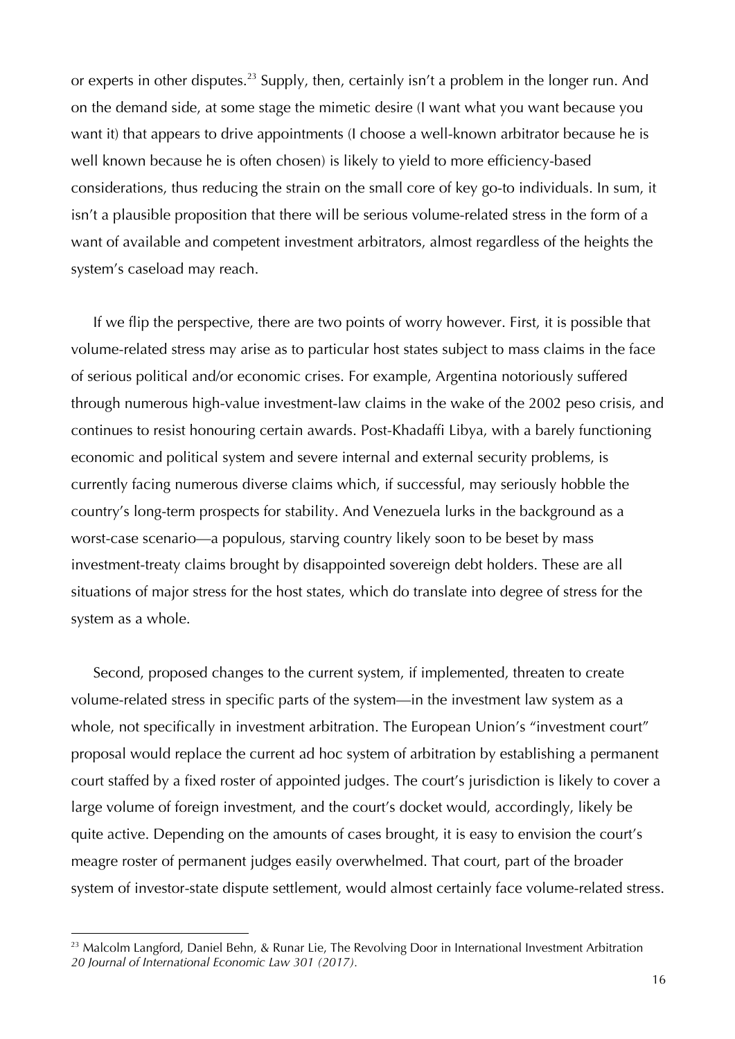or experts in other disputes.[23] Supply, then, certainly isn't a problem in the longer run. And on the demand side, at some stage the mimetic desire (I want what you want because you want it) that appears to drive appointments (I choose a well-known arbitrator because he is well known because he is often chosen) is likely to yield to more efficiency-based considerations, thus reducing the strain on the small core of key go-to individuals. In sum, it isn't a plausible proposition that there will be serious volume-related stress in the form of a want of available and competent investment arbitrators, almost regardless of the heights the system's caseload may reach.

If we flip the perspective, there are two points of worry however. First, it is possible that volume-related stress may arise as to particular host states subject to mass claims in the face of serious political and/or economic crises. For example, Argentina notoriously suffered through numerous high-value investment-law claims in the wake of the 2002 peso crisis, and continues to resist honouring certain awards. Post-Khadaffi Libya, with a barely functioning economic and political system and severe internal and external security problems, is currently facing numerous diverse claims which, if successful, may seriously hobble the country's long-term prospects for stability. And Venezuela lurks in the background as a worst-case scenario—a populous, starving country likely soon to be beset by mass investment-treaty claims brought by disappointed sovereign debt holders. These are all situations of major stress for the host states, which do translate into degree of stress for the system as a whole.

Second, proposed changes to the current system, if implemented, threaten to create volume-related stress in specific parts of the system—in the investment law system as a whole, not specifically in investment arbitration. The European Union's "investment court" proposal would replace the current ad hoc system of arbitration by establishing a permanent court staffed by a fixed roster of appointed judges. The court's jurisdiction is likely to cover a large volume of foreign investment, and the court's docket would, accordingly, likely be quite active. Depending on the amounts of cases brought, it is easy to envision the court's meagre roster of permanent judges easily overwhelmed. That court, part of the broader system of investor-state dispute settlement, would almost certainly face volume-related stress.

---

[23] Malcolm Langford, Daniel Behn, & Runar Lie, The Revolving Door in International Investment Arbitration *20 Journal of International Economic Law 301 (2017).*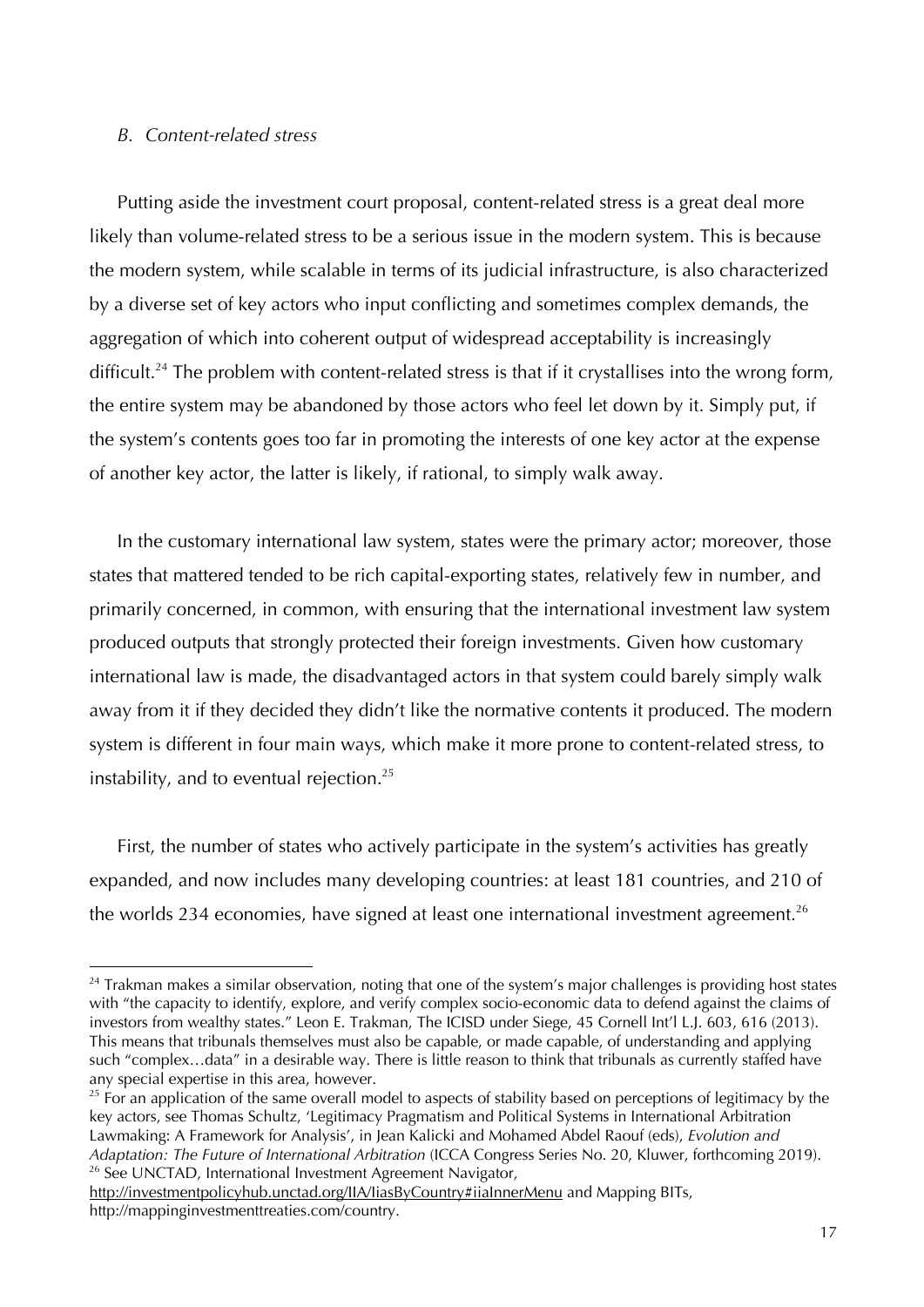### *B. Content-related stress*

Putting aside the investment court proposal, content-related stress is a great deal more likely than volume-related stress to be a serious issue in the modern system. This is because the modern system, while scalable in terms of its judicial infrastructure, is also characterized by a diverse set of key actors who input conflicting and sometimes complex demands, the aggregation of which into coherent output of widespread acceptability is increasingly difficult.[24] The problem with content-related stress is that if it crystallises into the wrong form, the entire system may be abandoned by those actors who feel let down by it. Simply put, if the system's contents goes too far in promoting the interests of one key actor at the expense of another key actor, the latter is likely, if rational, to simply walk away.

In the customary international law system, states were the primary actor; moreover, those states that mattered tended to be rich capital-exporting states, relatively few in number, and primarily concerned, in common, with ensuring that the international investment law system produced outputs that strongly protected their foreign investments. Given how customary international law is made, the disadvantaged actors in that system could barely simply walk away from it if they decided they didn't like the normative contents it produced. The modern system is different in four main ways, which make it more prone to content-related stress, to instability, and to eventual rejection.[25]

First, the number of states who actively participate in the system's activities has greatly expanded, and now includes many developing countries: at least 181 countries, and 210 of the worlds 234 economies, have signed at least one international investment agreement.[26]

---

[24] Trakman makes a similar observation, noting that one of the system's major challenges is providing host states with "the capacity to identify, explore, and verify complex socio-economic data to defend against the claims of investors from wealthy states." Leon E. Trakman, The ICISD under Siege, 45 Cornell Int'l L.J. 603, 616 (2013). This means that tribunals themselves must also be capable, or made capable, of understanding and applying such "complex…data" in a desirable way. There is little reason to think that tribunals as currently staffed have any special expertise in this area, however.

[25] For an application of the same overall model to aspects of stability based on perceptions of legitimacy by the key actors, see Thomas Schultz, 'Legitimacy Pragmatism and Political Systems in International Arbitration Lawmaking: A Framework for Analysis', in Jean Kalicki and Mohamed Abdel Raouf (eds), *Evolution and Adaptation: The Future of International Arbitration* (ICCA Congress Series No. 20, Kluwer, forthcoming 2019).

[26] See UNCTAD, International Investment Agreement Navigator, http://investmentpolicyhub.unctad.org/IIA/IiasByCountry#iiaInnerMenu and Mapping BITs, http://mappinginvestmenttreaties.com/country.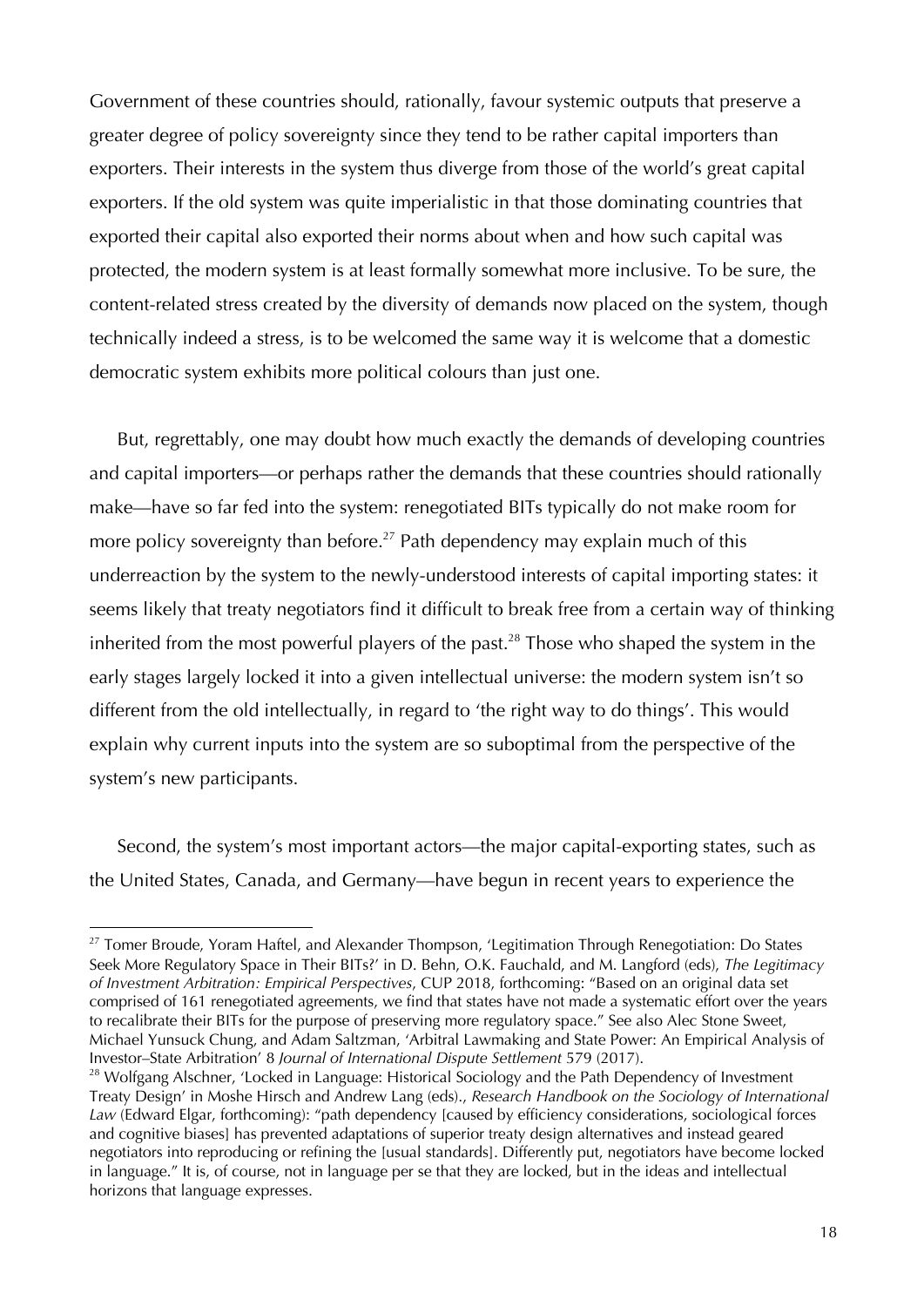Government of these countries should, rationally, favour systemic outputs that preserve a greater degree of policy sovereignty since they tend to be rather capital importers than exporters. Their interests in the system thus diverge from those of the world's great capital exporters. If the old system was quite imperialistic in that those dominating countries that exported their capital also exported their norms about when and how such capital was protected, the modern system is at least formally somewhat more inclusive. To be sure, the content-related stress created by the diversity of demands now placed on the system, though technically indeed a stress, is to be welcomed the same way it is welcome that a domestic democratic system exhibits more political colours than just one.

But, regrettably, one may doubt how much exactly the demands of developing countries and capital importers—or perhaps rather the demands that these countries should rationally make—have so far fed into the system: renegotiated BITs typically do not make room for more policy sovereignty than before.[27] Path dependency may explain much of this underreaction by the system to the newly-understood interests of capital importing states: it seems likely that treaty negotiators find it difficult to break free from a certain way of thinking inherited from the most powerful players of the past.[28] Those who shaped the system in the early stages largely locked it into a given intellectual universe: the modern system isn't so different from the old intellectually, in regard to 'the right way to do things'. This would explain why current inputs into the system are so suboptimal from the perspective of the system's new participants.

Second, the system's most important actors—the major capital-exporting states, such as the United States, Canada, and Germany—have begun in recent years to experience the

---

[27] Tomer Broude, Yoram Haftel, and Alexander Thompson, 'Legitimation Through Renegotiation: Do States Seek More Regulatory Space in Their BITs?' in D. Behn, O.K. Fauchald, and M. Langford (eds), *The Legitimacy of Investment Arbitration: Empirical Perspectives*, CUP 2018, forthcoming: "Based on an original data set comprised of 161 renegotiated agreements, we find that states have not made a systematic effort over the years to recalibrate their BITs for the purpose of preserving more regulatory space." See also Alec Stone Sweet, Michael Yunsuck Chung, and Adam Saltzman, 'Arbitral Lawmaking and State Power: An Empirical Analysis of Investor–State Arbitration' 8 *Journal of International Dispute Settlement* 579 (2017).

[28] Wolfgang Alschner, 'Locked in Language: Historical Sociology and the Path Dependency of Investment Treaty Design' in Moshe Hirsch and Andrew Lang (eds)., *Research Handbook on the Sociology of International Law* (Edward Elgar, forthcoming): "path dependency [caused by efficiency considerations, sociological forces and cognitive biases] has prevented adaptations of superior treaty design alternatives and instead geared negotiators into reproducing or refining the [usual standards]. Differently put, negotiators have become locked in language." It is, of course, not in language per se that they are locked, but in the ideas and intellectual horizons that language expresses.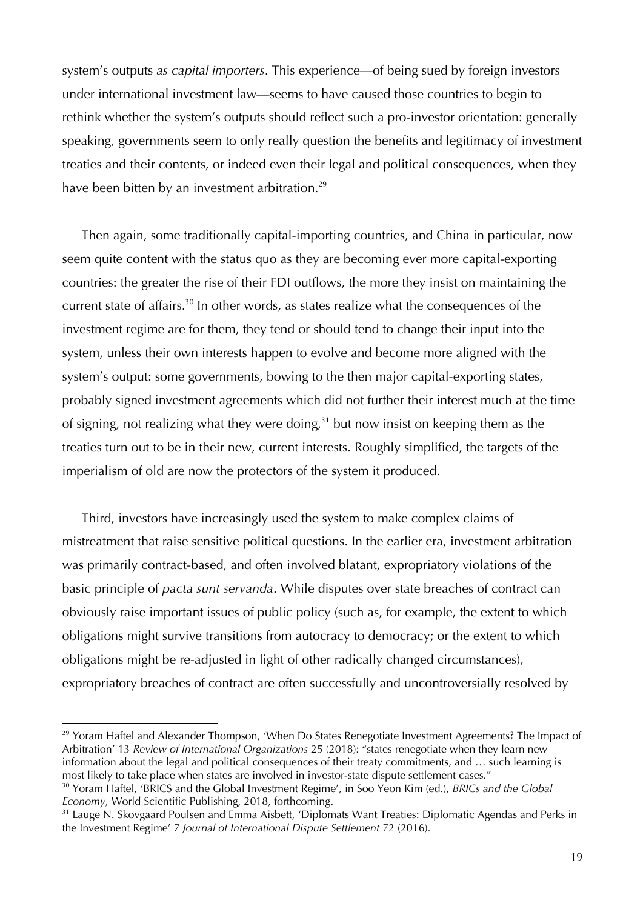system's outputs *as capital importers*. This experience—of being sued by foreign investors under international investment law—seems to have caused those countries to begin to rethink whether the system's outputs should reflect such a pro-investor orientation: generally speaking, governments seem to only really question the benefits and legitimacy of investment treaties and their contents, or indeed even their legal and political consequences, when they have been bitten by an investment arbitration.[29]

Then again, some traditionally capital-importing countries, and China in particular, now seem quite content with the status quo as they are becoming ever more capital-exporting countries: the greater the rise of their FDI outflows, the more they insist on maintaining the current state of affairs.[30] In other words, as states realize what the consequences of the investment regime are for them, they tend or should tend to change their input into the system, unless their own interests happen to evolve and become more aligned with the system's output: some governments, bowing to the then major capital-exporting states, probably signed investment agreements which did not further their interest much at the time of signing, not realizing what they were doing,[31] but now insist on keeping them as the treaties turn out to be in their new, current interests. Roughly simplified, the targets of the imperialism of old are now the protectors of the system it produced.

Third, investors have increasingly used the system to make complex claims of mistreatment that raise sensitive political questions. In the earlier era, investment arbitration was primarily contract-based, and often involved blatant, expropriatory violations of the basic principle of *pacta sunt servanda*. While disputes over state breaches of contract can obviously raise important issues of public policy (such as, for example, the extent to which obligations might survive transitions from autocracy to democracy; or the extent to which obligations might be re-adjusted in light of other radically changed circumstances), expropriatory breaches of contract are often successfully and uncontroversially resolved by

---

[29] Yoram Haftel and Alexander Thompson, 'When Do States Renegotiate Investment Agreements? The Impact of Arbitration' 13 *Review of International Organizations* 25 (2018): "states renegotiate when they learn new information about the legal and political consequences of their treaty commitments, and … such learning is most likely to take place when states are involved in investor-state dispute settlement cases."

[30] Yoram Haftel, 'BRICS and the Global Investment Regime', in Soo Yeon Kim (ed.), *BRICs and the Global Economy*, World Scientific Publishing, 2018, forthcoming.

[31] Lauge N. Skovgaard Poulsen and Emma Aisbett, 'Diplomats Want Treaties: Diplomatic Agendas and Perks in the Investment Regime' 7 *Journal of International Dispute Settlement* 72 (2016).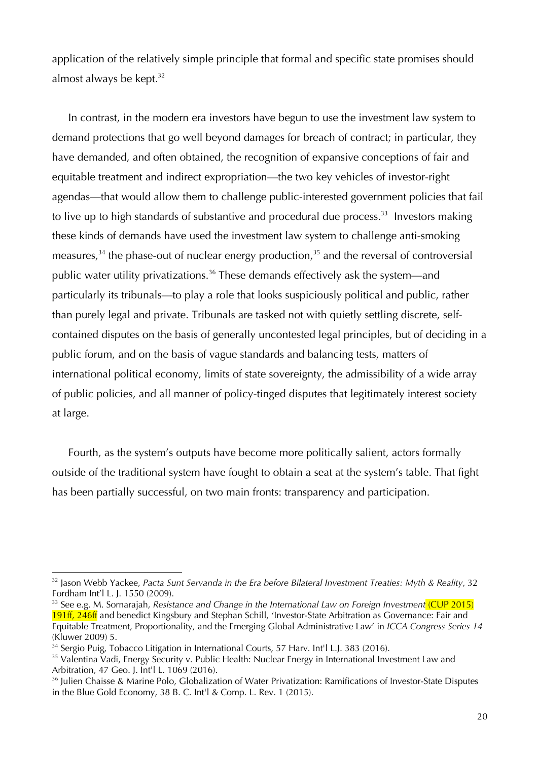application of the relatively simple principle that formal and specific state promises should almost always be kept.[32]

In contrast, in the modern era investors have begun to use the investment law system to demand protections that go well beyond damages for breach of contract; in particular, they have demanded, and often obtained, the recognition of expansive conceptions of fair and equitable treatment and indirect expropriation—the two key vehicles of investor-right agendas—that would allow them to challenge public-interested government policies that fail to live up to high standards of substantive and procedural due process.[33] Investors making these kinds of demands have used the investment law system to challenge anti-smoking measures,[34] the phase-out of nuclear energy production,[35] and the reversal of controversial public water utility privatizations.[36] These demands effectively ask the system—and particularly its tribunals—to play a role that looks suspiciously political and public, rather than purely legal and private. Tribunals are tasked not with quietly settling discrete, self-contained disputes on the basis of generally uncontested legal principles, but of deciding in a public forum, and on the basis of vague standards and balancing tests, matters of international political economy, limits of state sovereignty, the admissibility of a wide array of public policies, and all manner of policy-tinged disputes that legitimately interest society at large.

Fourth, as the system's outputs have become more politically salient, actors formally outside of the traditional system have fought to obtain a seat at the system's table. That fight has been partially successful, on two main fronts: transparency and participation.

---

[32] Jason Webb Yackee, *Pacta Sunt Servanda in the Era before Bilateral Investment Treaties: Myth & Reality*, 32 Fordham Int'l L. J. 1550 (2009).

[33] See e.g. M. Sornarajah, *Resistance and Change in the International Law on Foreign Investment* (CUP 2015) 191ff, 246ff and benedict Kingsbury and Stephan Schill, 'Investor-State Arbitration as Governance: Fair and Equitable Treatment, Proportionality, and the Emerging Global Administrative Law' in *ICCA Congress Series 14* (Kluwer 2009) 5.

[34] Sergio Puig, Tobacco Litigation in International Courts, 57 Harv. Int'l L.J. 383 (2016).

[35] Valentina Vadi, Energy Security v. Public Health: Nuclear Energy in International Investment Law and Arbitration, 47 Geo. J. Int'l L. 1069 (2016).

[36] Julien Chaisse & Marine Polo, Globalization of Water Privatization: Ramifications of Investor-State Disputes in the Blue Gold Economy, 38 B. C. Int'l & Comp. L. Rev. 1 (2015).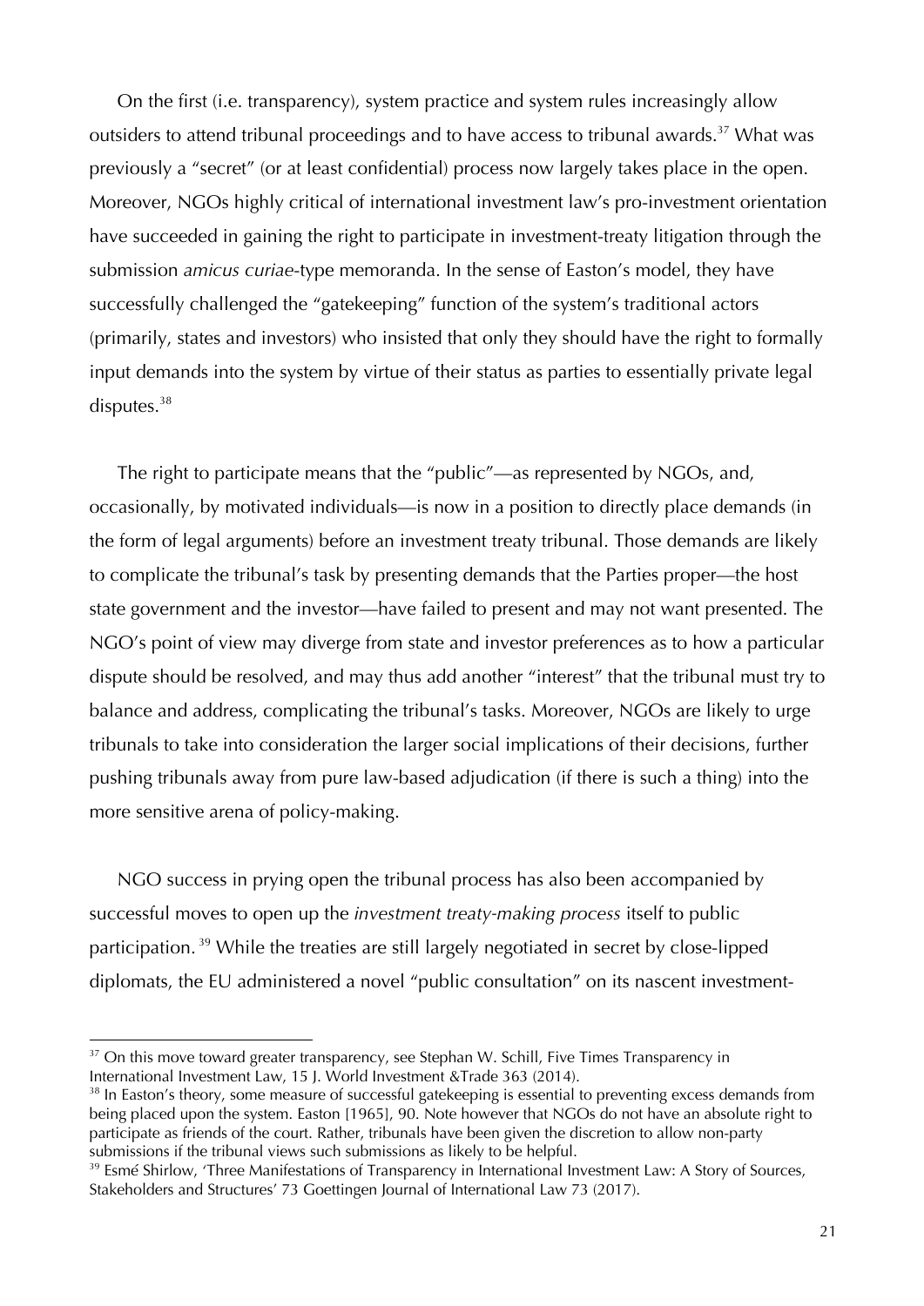On the first (i.e. transparency), system practice and system rules increasingly allow outsiders to attend tribunal proceedings and to have access to tribunal awards.[37] What was previously a "secret" (or at least confidential) process now largely takes place in the open. Moreover, NGOs highly critical of international investment law's pro-investment orientation have succeeded in gaining the right to participate in investment-treaty litigation through the submission *amicus curiae*-type memoranda. In the sense of Easton's model, they have successfully challenged the "gatekeeping" function of the system's traditional actors (primarily, states and investors) who insisted that only they should have the right to formally input demands into the system by virtue of their status as parties to essentially private legal disputes.[38]

The right to participate means that the "public"—as represented by NGOs, and, occasionally, by motivated individuals—is now in a position to directly place demands (in the form of legal arguments) before an investment treaty tribunal. Those demands are likely to complicate the tribunal's task by presenting demands that the Parties proper—the host state government and the investor—have failed to present and may not want presented. The NGO's point of view may diverge from state and investor preferences as to how a particular dispute should be resolved, and may thus add another "interest" that the tribunal must try to balance and address, complicating the tribunal's tasks. Moreover, NGOs are likely to urge tribunals to take into consideration the larger social implications of their decisions, further pushing tribunals away from pure law-based adjudication (if there is such a thing) into the more sensitive arena of policy-making.

NGO success in prying open the tribunal process has also been accompanied by successful moves to open up the *investment treaty-making process* itself to public participation.[39] While the treaties are still largely negotiated in secret by close-lipped diplomats, the EU administered a novel "public consultation" on its nascent investment-

[37] On this move toward greater transparency, see Stephan W. Schill, Five Times Transparency in International Investment Law, 15 J. World Investment &Trade 363 (2014).

[38] In Easton's theory, some measure of successful gatekeeping is essential to preventing excess demands from being placed upon the system. Easton [1965], 90. Note however that NGOs do not have an absolute right to participate as friends of the court. Rather, tribunals have been given the discretion to allow non-party submissions if the tribunal views such submissions as likely to be helpful.

[39] Esmé Shirlow, 'Three Manifestations of Transparency in International Investment Law: A Story of Sources, Stakeholders and Structures' 73 Goettingen Journal of International Law 73 (2017).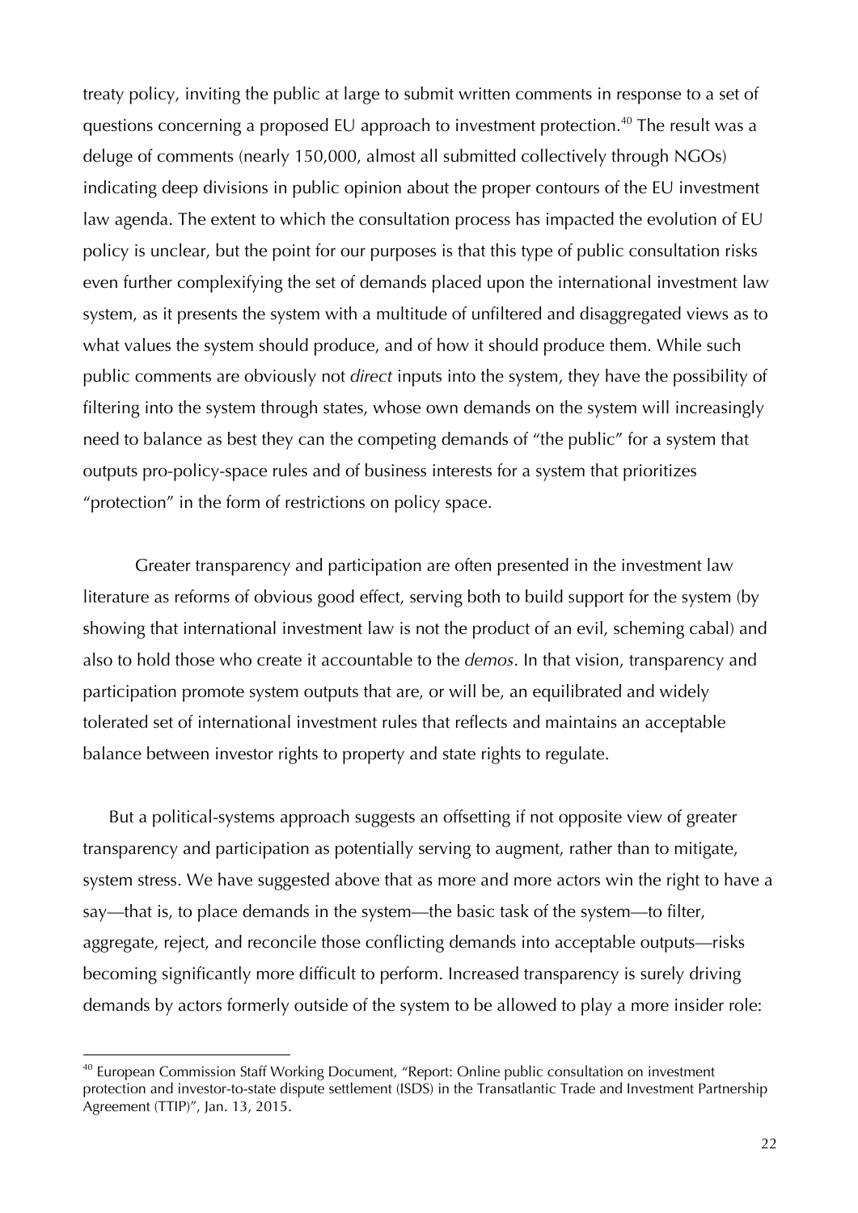treaty policy, inviting the public at large to submit written comments in response to a set of questions concerning a proposed EU approach to investment protection.[40] The result was a deluge of comments (nearly 150,000, almost all submitted collectively through NGOs) indicating deep divisions in public opinion about the proper contours of the EU investment law agenda. The extent to which the consultation process has impacted the evolution of EU policy is unclear, but the point for our purposes is that this type of public consultation risks even further complexifying the set of demands placed upon the international investment law system, as it presents the system with a multitude of unfiltered and disaggregated views as to what values the system should produce, and of how it should produce them. While such public comments are obviously not *direct* inputs into the system, they have the possibility of filtering into the system through states, whose own demands on the system will increasingly need to balance as best they can the competing demands of "the public" for a system that outputs pro-policy-space rules and of business interests for a system that prioritizes "protection" in the form of restrictions on policy space.

Greater transparency and participation are often presented in the investment law literature as reforms of obvious good effect, serving both to build support for the system (by showing that international investment law is not the product of an evil, scheming cabal) and also to hold those who create it accountable to the *demos*. In that vision, transparency and participation promote system outputs that are, or will be, an equilibrated and widely tolerated set of international investment rules that reflects and maintains an acceptable balance between investor rights to property and state rights to regulate.

But a political-systems approach suggests an offsetting if not opposite view of greater transparency and participation as potentially serving to augment, rather than to mitigate, system stress. We have suggested above that as more and more actors win the right to have a say—that is, to place demands in the system—the basic task of the system—to filter, aggregate, reject, and reconcile those conflicting demands into acceptable outputs—risks becoming significantly more difficult to perform. Increased transparency is surely driving demands by actors formerly outside of the system to be allowed to play a more insider role:

[40] European Commission Staff Working Document, "Report: Online public consultation on investment protection and investor-to-state dispute settlement (ISDS) in the Transatlantic Trade and Investment Partnership Agreement (TTIP)", Jan. 13, 2015.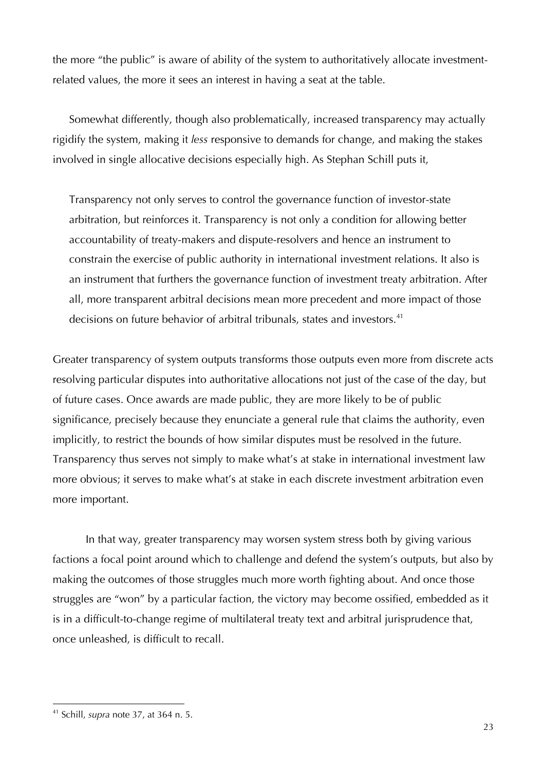the more "the public" is aware of ability of the system to authoritatively allocate investment-related values, the more it sees an interest in having a seat at the table.

Somewhat differently, though also problematically, increased transparency may actually rigidify the system, making it *less* responsive to demands for change, and making the stakes involved in single allocative decisions especially high. As Stephan Schill puts it,

> Transparency not only serves to control the governance function of investor-state arbitration, but reinforces it. Transparency is not only a condition for allowing better accountability of treaty-makers and dispute-resolvers and hence an instrument to constrain the exercise of public authority in international investment relations. It also is an instrument that furthers the governance function of investment treaty arbitration. After all, more transparent arbitral decisions mean more precedent and more impact of those decisions on future behavior of arbitral tribunals, states and investors.[41]

Greater transparency of system outputs transforms those outputs even more from discrete acts resolving particular disputes into authoritative allocations not just of the case of the day, but of future cases. Once awards are made public, they are more likely to be of public significance, precisely because they enunciate a general rule that claims the authority, even implicitly, to restrict the bounds of how similar disputes must be resolved in the future. Transparency thus serves not simply to make what's at stake in international investment law more obvious; it serves to make what's at stake in each discrete investment arbitration even more important.

In that way, greater transparency may worsen system stress both by giving various factions a focal point around which to challenge and defend the system's outputs, but also by making the outcomes of those struggles much more worth fighting about. And once those struggles are "won" by a particular faction, the victory may become ossified, embedded as it is in a difficult-to-change regime of multilateral treaty text and arbitral jurisprudence that, once unleashed, is difficult to recall.

---

[41] Schill, *supra* note 37, at 364 n. 5.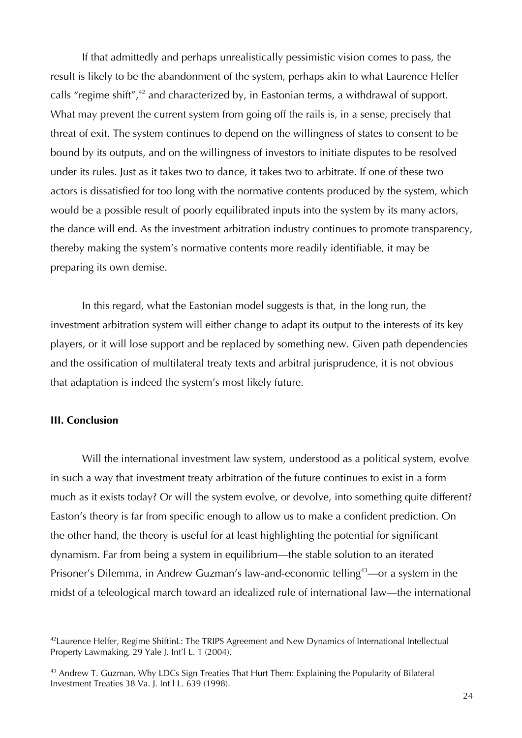If that admittedly and perhaps unrealistically pessimistic vision comes to pass, the result is likely to be the abandonment of the system, perhaps akin to what Laurence Helfer calls "regime shift",[42] and characterized by, in Eastonian terms, a withdrawal of support. What may prevent the current system from going off the rails is, in a sense, precisely that threat of exit. The system continues to depend on the willingness of states to consent to be bound by its outputs, and on the willingness of investors to initiate disputes to be resolved under its rules. Just as it takes two to dance, it takes two to arbitrate. If one of these two actors is dissatisfied for too long with the normative contents produced by the system, which would be a possible result of poorly equilibrated inputs into the system by its many actors, the dance will end. As the investment arbitration industry continues to promote transparency, thereby making the system's normative contents more readily identifiable, it may be preparing its own demise.

In this regard, what the Eastonian model suggests is that, in the long run, the investment arbitration system will either change to adapt its output to the interests of its key players, or it will lose support and be replaced by something new. Given path dependencies and the ossification of multilateral treaty texts and arbitral jurisprudence, it is not obvious that adaptation is indeed the system's most likely future.

## III. Conclusion

Will the international investment law system, understood as a political system, evolve in such a way that investment treaty arbitration of the future continues to exist in a form much as it exists today? Or will the system evolve, or devolve, into something quite different? Easton's theory is far from specific enough to allow us to make a confident prediction. On the other hand, the theory is useful for at least highlighting the potential for significant dynamism. Far from being a system in equilibrium—the stable solution to an iterated Prisoner's Dilemma, in Andrew Guzman's law-and-economic telling[43]—or a system in the midst of a teleological march toward an idealized rule of international law—the international

---

[42] Laurence Helfer, Regime ShiftinL: The TRIPS Agreement and New Dynamics of International Intellectual Property Lawmaking, 29 Yale J. Int'l L. 1 (2004).

[43] Andrew T. Guzman, Why LDCs Sign Treaties That Hurt Them: Explaining the Popularity of Bilateral Investment Treaties 38 Va. J. Int'l L. 639 (1998).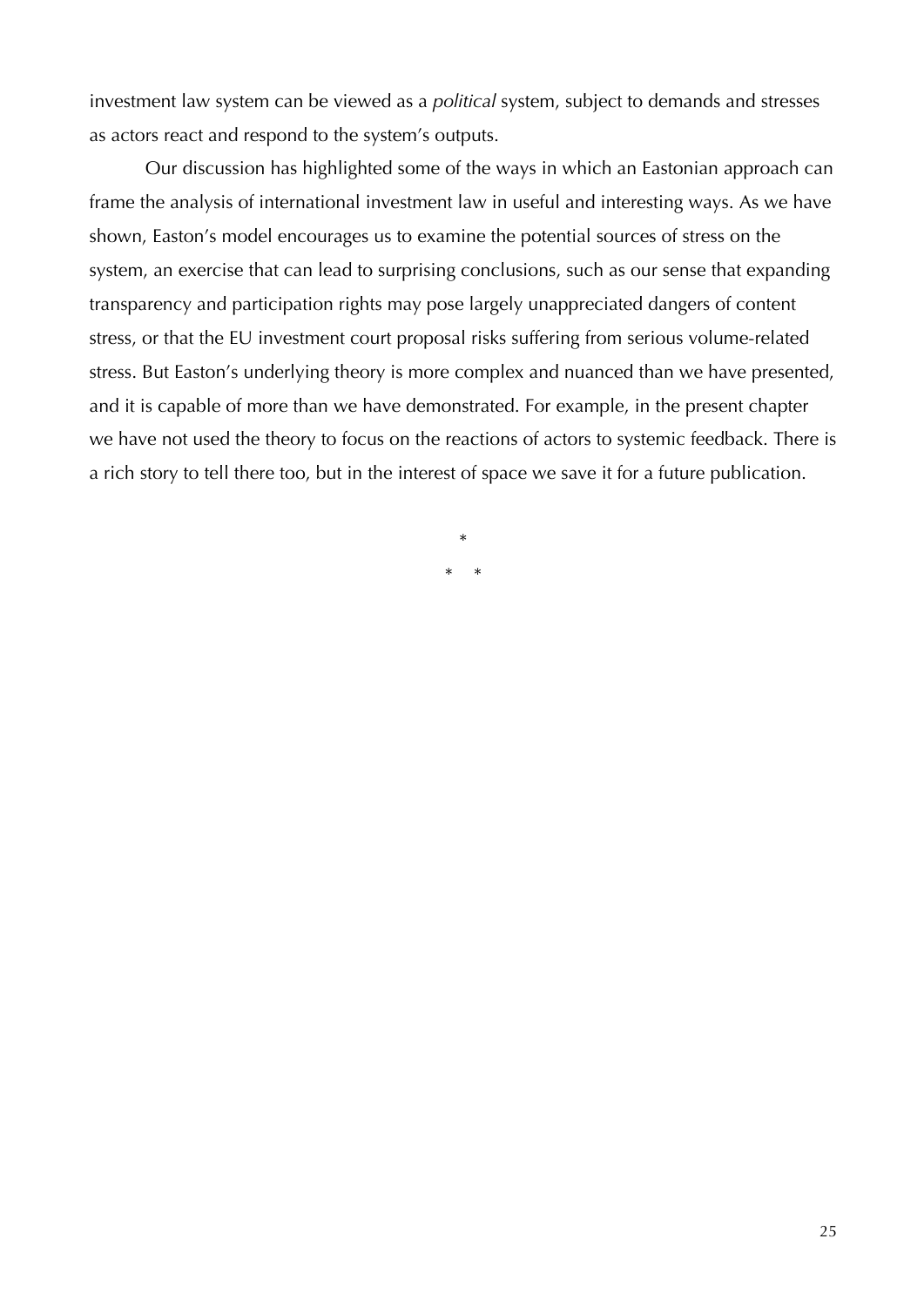investment law system can be viewed as a *political* system, subject to demands and stresses as actors react and respond to the system's outputs.

Our discussion has highlighted some of the ways in which an Eastonian approach can frame the analysis of international investment law in useful and interesting ways. As we have shown, Easton's model encourages us to examine the potential sources of stress on the system, an exercise that can lead to surprising conclusions, such as our sense that expanding transparency and participation rights may pose largely unappreciated dangers of content stress, or that the EU investment court proposal risks suffering from serious volume-related stress. But Easton's underlying theory is more complex and nuanced than we have presented, and it is capable of more than we have demonstrated. For example, in the present chapter we have not used the theory to focus on the reactions of actors to systemic feedback. There is a rich story to tell there too, but in the interest of space we save it for a future publication.

*

\*   *